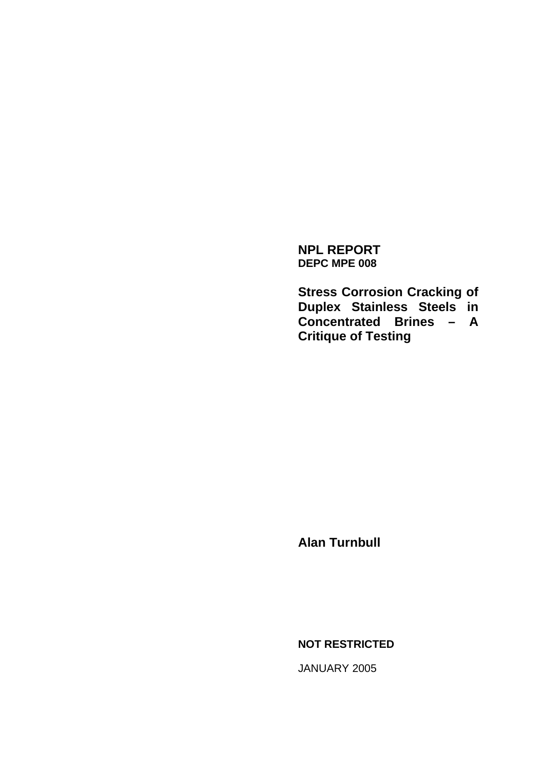**NPL REPORT**
**DEPC MPE 008**

# Stress Corrosion Cracking of Duplex Stainless Steels in Concentrated Brines – A Critique of Testing

**Alan Turnbull**

**NOT RESTRICTED**

JANUARY 2005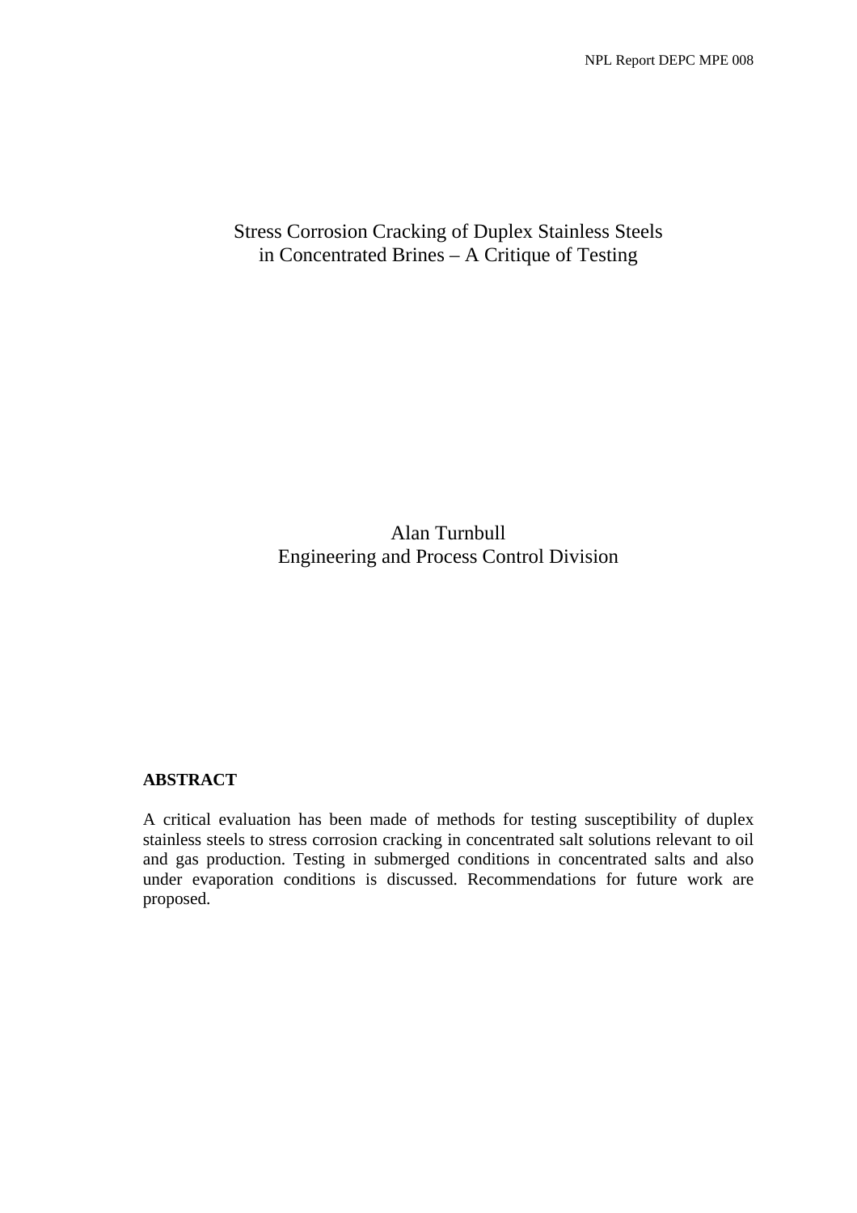# Stress Corrosion Cracking of Duplex Stainless Steels in Concentrated Brines – A Critique of Testing

Alan Turnbull
Engineering and Process Control Division

## ABSTRACT

A critical evaluation has been made of methods for testing susceptibility of duplex stainless steels to stress corrosion cracking in concentrated salt solutions relevant to oil and gas production. Testing in submerged conditions in concentrated salts and also under evaporation conditions is discussed. Recommendations for future work are proposed.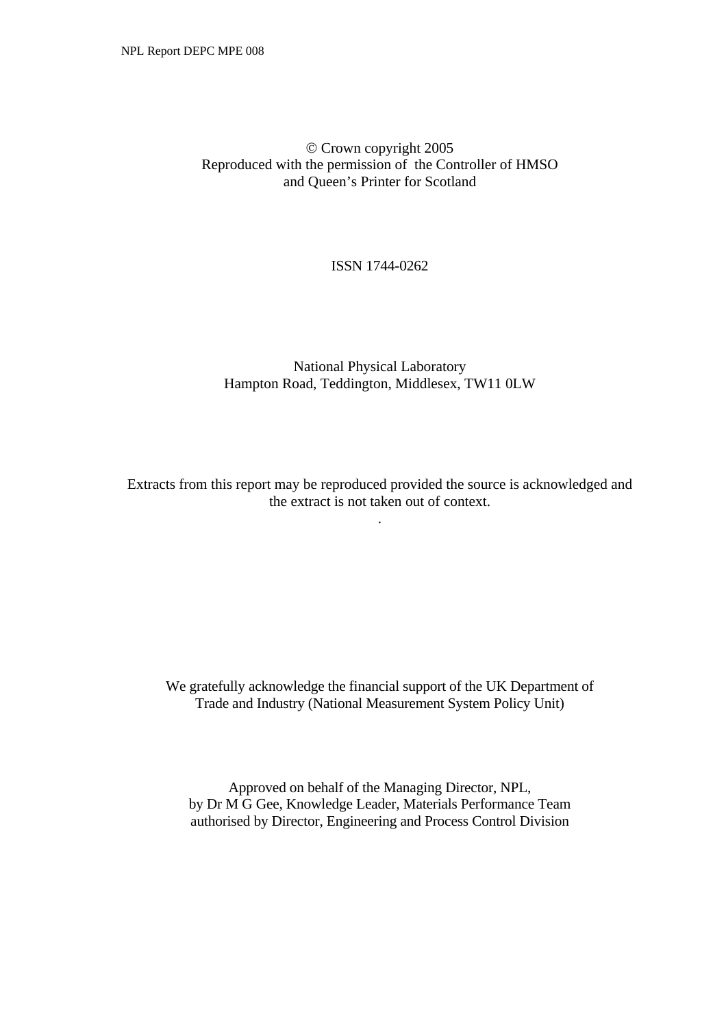© Crown copyright 2005
Reproduced with the permission of the Controller of HMSO
and Queen's Printer for Scotland

ISSN 1744-0262

National Physical Laboratory
Hampton Road, Teddington, Middlesex, TW11 0LW

Extracts from this report may be reproduced provided the source is acknowledged and the extract is not taken out of context.

We gratefully acknowledge the financial support of the UK Department of Trade and Industry (National Measurement System Policy Unit)

Approved on behalf of the Managing Director, NPL,
by Dr M G Gee, Knowledge Leader, Materials Performance Team
authorised by Director, Engineering and Process Control Division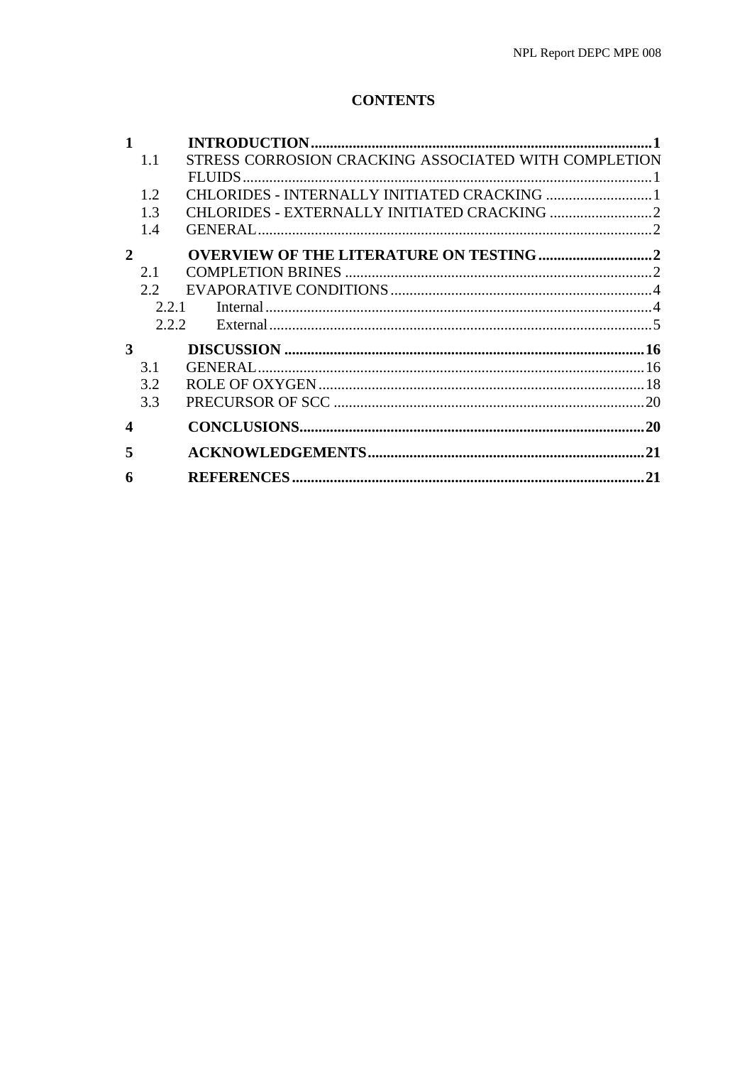# CONTENTS

**1 INTRODUCTION** ........................................................................................ **1**
- 1.1 STRESS CORROSION CRACKING ASSOCIATED WITH COMPLETION FLUIDS ........................................................................................ 1
- 1.2 CHLORIDES - INTERNALLY INITIATED CRACKING ........................... 1
- 1.3 CHLORIDES - EXTERNALLY INITIATED CRACKING ........................... 2
- 1.4 GENERAL ........................................................................................ 2

**2 OVERVIEW OF THE LITERATURE ON TESTING** ............................. **2**
- 2.1 COMPLETION BRINES ........................................................................ 2
- 2.2 EVAPORATIVE CONDITIONS .............................................................. 4
  - 2.2.1 Internal ........................................................................................ 4
  - 2.2.2 External ....................................................................................... 5

**3 DISCUSSION** ........................................................................................ **16**
- 3.1 GENERAL ........................................................................................ 16
- 3.2 ROLE OF OXYGEN ............................................................................ 18
- 3.3 PRECURSOR OF SCC ........................................................................ 20

**4 CONCLUSIONS** ........................................................................................ **20**

**5 ACKNOWLEDGEMENTS** ........................................................................ **21**

**6 REFERENCES** ........................................................................................ **21**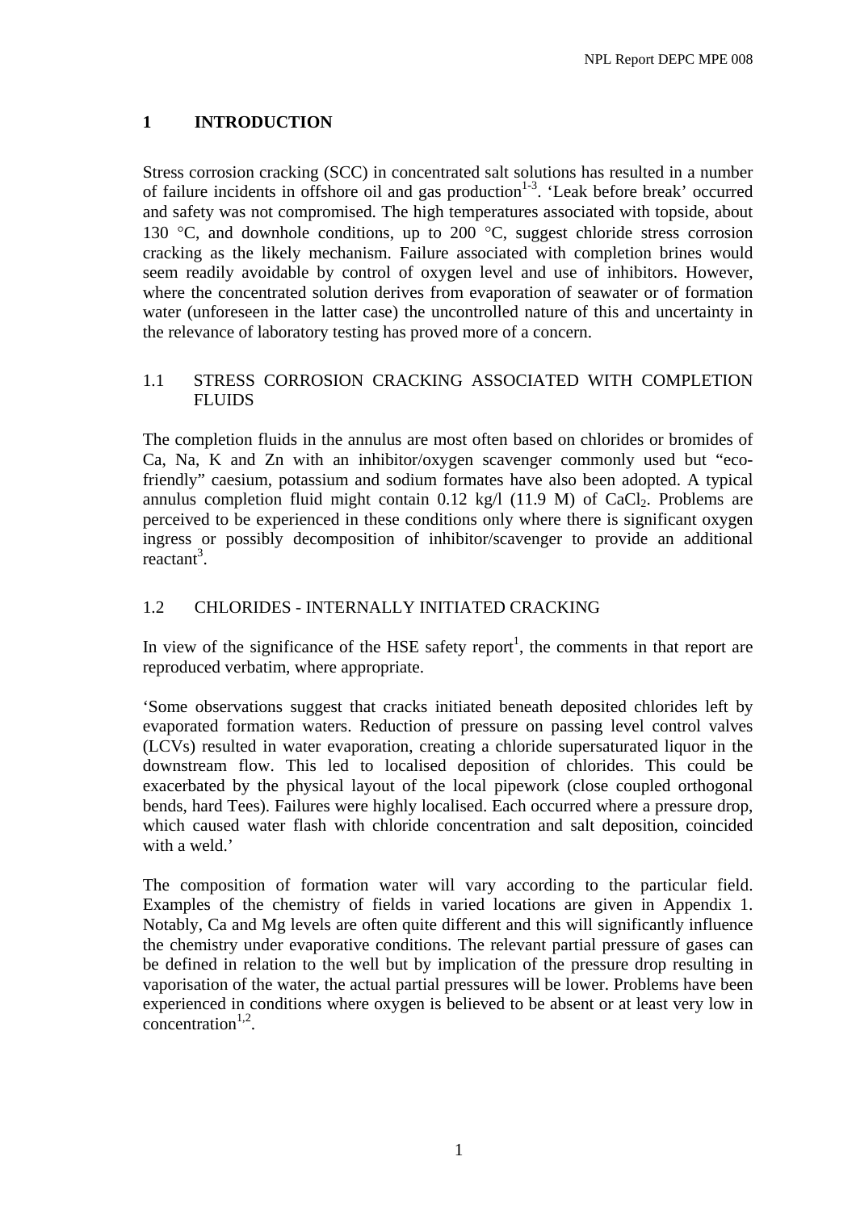# 1 INTRODUCTION

Stress corrosion cracking (SCC) in concentrated salt solutions has resulted in a number of failure incidents in offshore oil and gas production[1-3]. 'Leak before break' occurred and safety was not compromised. The high temperatures associated with topside, about 130 °C, and downhole conditions, up to 200 °C, suggest chloride stress corrosion cracking as the likely mechanism. Failure associated with completion brines would seem readily avoidable by control of oxygen level and use of inhibitors. However, where the concentrated solution derives from evaporation of seawater or of formation water (unforeseen in the latter case) the uncontrolled nature of this and uncertainty in the relevance of laboratory testing has proved more of a concern.

## 1.1 STRESS CORROSION CRACKING ASSOCIATED WITH COMPLETION FLUIDS

The completion fluids in the annulus are most often based on chlorides or bromides of Ca, Na, K and Zn with an inhibitor/oxygen scavenger commonly used but "eco-friendly" caesium, potassium and sodium formates have also been adopted. A typical annulus completion fluid might contain 0.12 kg/l (11.9 M) of $CaCl_2$. Problems are perceived to be experienced in these conditions only where there is significant oxygen ingress or possibly decomposition of inhibitor/scavenger to provide an additional reactant[3].

## 1.2 CHLORIDES - INTERNALLY INITIATED CRACKING

In view of the significance of the HSE safety report[1], the comments in that report are reproduced verbatim, where appropriate.

'Some observations suggest that cracks initiated beneath deposited chlorides left by evaporated formation waters. Reduction of pressure on passing level control valves (LCVs) resulted in water evaporation, creating a chloride supersaturated liquor in the downstream flow. This led to localised deposition of chlorides. This could be exacerbated by the physical layout of the local pipework (close coupled orthogonal bends, hard Tees). Failures were highly localised. Each occurred where a pressure drop, which caused water flash with chloride concentration and salt deposition, coincided with a weld.'

The composition of formation water will vary according to the particular field. Examples of the chemistry of fields in varied locations are given in Appendix 1. Notably, Ca and Mg levels are often quite different and this will significantly influence the chemistry under evaporative conditions. The relevant partial pressure of gases can be defined in relation to the well but by implication of the pressure drop resulting in vaporisation of the water, the actual partial pressures will be lower. Problems have been experienced in conditions where oxygen is believed to be absent or at least very low in concentration[1,2].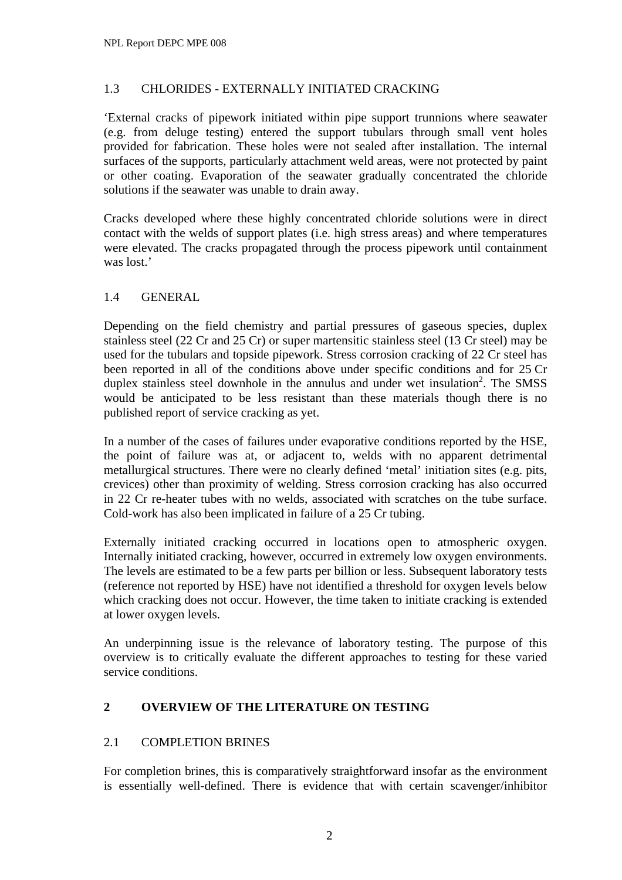### 1.3 CHLORIDES - EXTERNALLY INITIATED CRACKING

'External cracks of pipework initiated within pipe support trunnions where seawater (e.g. from deluge testing) entered the support tubulars through small vent holes provided for fabrication. These holes were not sealed after installation. The internal surfaces of the supports, particularly attachment weld areas, were not protected by paint or other coating. Evaporation of the seawater gradually concentrated the chloride solutions if the seawater was unable to drain away.

Cracks developed where these highly concentrated chloride solutions were in direct contact with the welds of support plates (i.e. high stress areas) and where temperatures were elevated. The cracks propagated through the process pipework until containment was lost.'

### 1.4 GENERAL

Depending on the field chemistry and partial pressures of gaseous species, duplex stainless steel (22 Cr and 25 Cr) or super martensitic stainless steel (13 Cr steel) may be used for the tubulars and topside pipework. Stress corrosion cracking of 22 Cr steel has been reported in all of the conditions above under specific conditions and for 25 Cr duplex stainless steel downhole in the annulus and under wet insulation[2]. The SMSS would be anticipated to be less resistant than these materials though there is no published report of service cracking as yet.

In a number of the cases of failures under evaporative conditions reported by the HSE, the point of failure was at, or adjacent to, welds with no apparent detrimental metallurgical structures. There were no clearly defined 'metal' initiation sites (e.g. pits, crevices) other than proximity of welding. Stress corrosion cracking has also occurred in 22 Cr re-heater tubes with no welds, associated with scratches on the tube surface. Cold-work has also been implicated in failure of a 25 Cr tubing.

Externally initiated cracking occurred in locations open to atmospheric oxygen. Internally initiated cracking, however, occurred in extremely low oxygen environments. The levels are estimated to be a few parts per billion or less. Subsequent laboratory tests (reference not reported by HSE) have not identified a threshold for oxygen levels below which cracking does not occur. However, the time taken to initiate cracking is extended at lower oxygen levels.

An underpinning issue is the relevance of laboratory testing. The purpose of this overview is to critically evaluate the different approaches to testing for these varied service conditions.

## 2 OVERVIEW OF THE LITERATURE ON TESTING

### 2.1 COMPLETION BRINES

For completion brines, this is comparatively straightforward insofar as the environment is essentially well-defined. There is evidence that with certain scavenger/inhibitor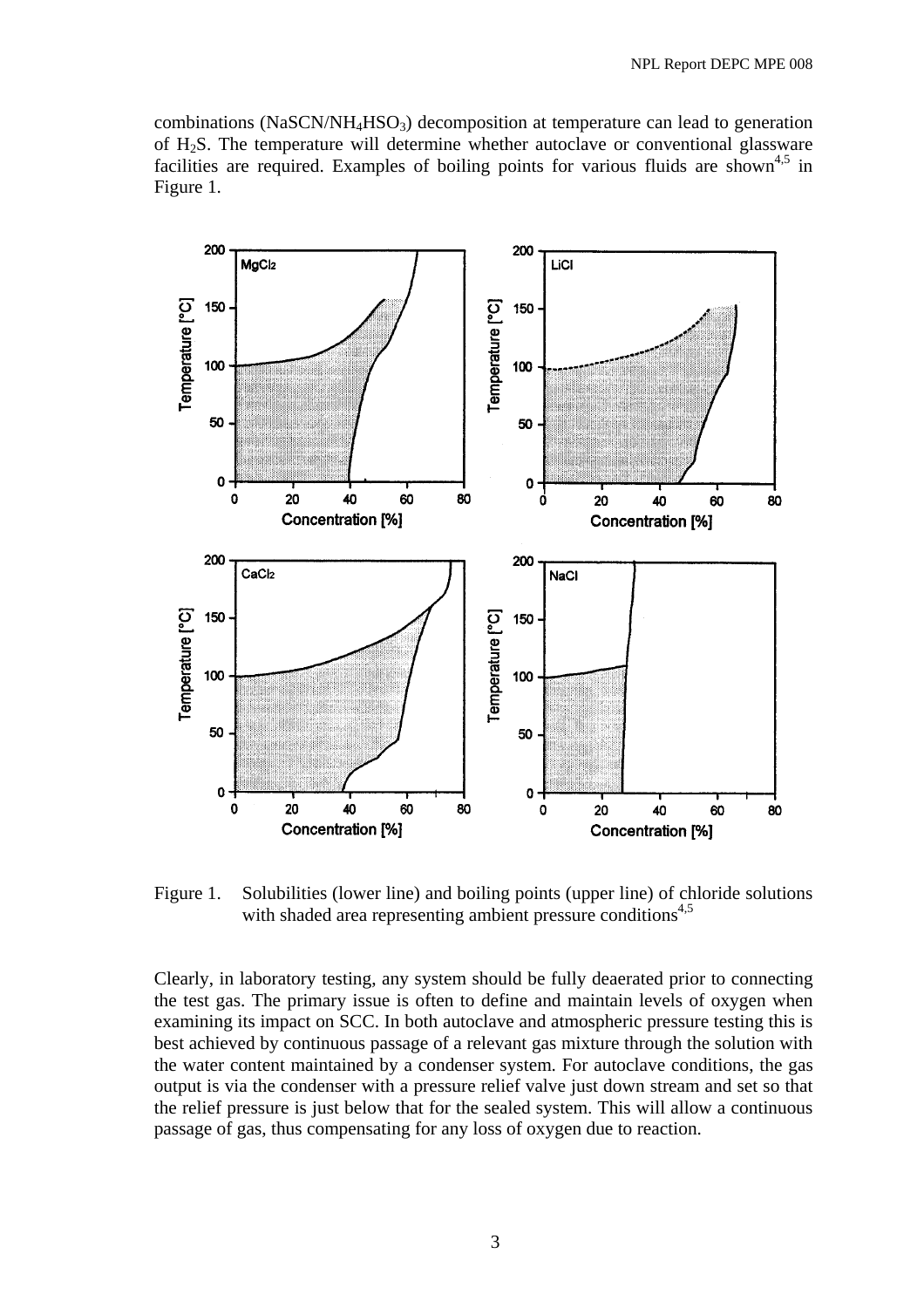combinations ($NaSCN/NH_4HSO_3$) decomposition at temperature can lead to generation of $H_2S$. The temperature will determine whether autoclave or conventional glassware facilities are required. Examples of boiling points for various fluids are shown[4,5] in Figure 1.

Figure 1. Solubilities (lower line) and boiling points (upper line) of chloride solutions with shaded area representing ambient pressure conditions[4,5]

Clearly, in laboratory testing, any system should be fully deaerated prior to connecting the test gas. The primary issue is often to define and maintain levels of oxygen when examining its impact on SCC. In both autoclave and atmospheric pressure testing this is best achieved by continuous passage of a relevant gas mixture through the solution with the water content maintained by a condenser system. For autoclave conditions, the gas output is via the condenser with a pressure relief valve just down stream and set so that the relief pressure is just below that for the sealed system. This will allow a continuous passage of gas, thus compensating for any loss of oxygen due to reaction.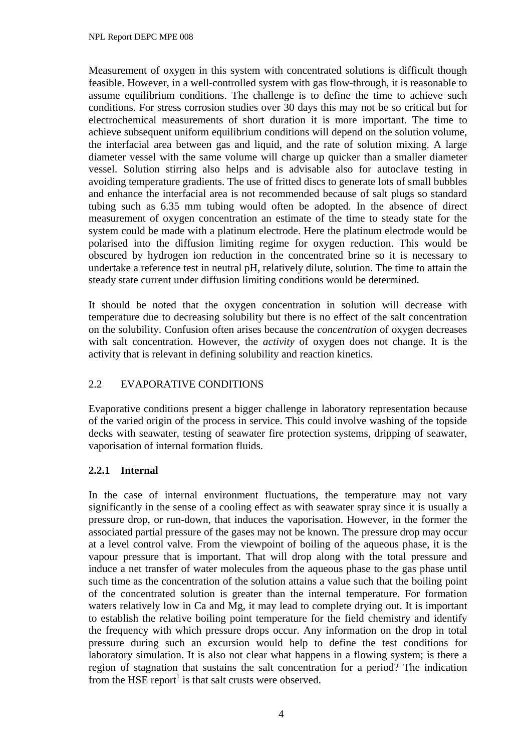Measurement of oxygen in this system with concentrated solutions is difficult though feasible. However, in a well-controlled system with gas flow-through, it is reasonable to assume equilibrium conditions. The challenge is to define the time to achieve such conditions. For stress corrosion studies over 30 days this may not be so critical but for electrochemical measurements of short duration it is more important. The time to achieve subsequent uniform equilibrium conditions will depend on the solution volume, the interfacial area between gas and liquid, and the rate of solution mixing. A large diameter vessel with the same volume will charge up quicker than a smaller diameter vessel. Solution stirring also helps and is advisable also for autoclave testing in avoiding temperature gradients. The use of fritted discs to generate lots of small bubbles and enhance the interfacial area is not recommended because of salt plugs so standard tubing such as 6.35 mm tubing would often be adopted. In the absence of direct measurement of oxygen concentration an estimate of the time to steady state for the system could be made with a platinum electrode. Here the platinum electrode would be polarised into the diffusion limiting regime for oxygen reduction. This would be obscured by hydrogen ion reduction in the concentrated brine so it is necessary to undertake a reference test in neutral pH, relatively dilute, solution. The time to attain the steady state current under diffusion limiting conditions would be determined.

It should be noted that the oxygen concentration in solution will decrease with temperature due to decreasing solubility but there is no effect of the salt concentration on the solubility. Confusion often arises because the *concentration* of oxygen decreases with salt concentration. However, the *activity* of oxygen does not change. It is the activity that is relevant in defining solubility and reaction kinetics.

## 2.2 EVAPORATIVE CONDITIONS

Evaporative conditions present a bigger challenge in laboratory representation because of the varied origin of the process in service. This could involve washing of the topside decks with seawater, testing of seawater fire protection systems, dripping of seawater, vaporisation of internal formation fluids.

### 2.2.1 Internal

In the case of internal environment fluctuations, the temperature may not vary significantly in the sense of a cooling effect as with seawater spray since it is usually a pressure drop, or run-down, that induces the vaporisation. However, in the former the associated partial pressure of the gases may not be known. The pressure drop may occur at a level control valve. From the viewpoint of boiling of the aqueous phase, it is the vapour pressure that is important. That will drop along with the total pressure and induce a net transfer of water molecules from the aqueous phase to the gas phase until such time as the concentration of the solution attains a value such that the boiling point of the concentrated solution is greater than the internal temperature. For formation waters relatively low in Ca and Mg, it may lead to complete drying out. It is important to establish the relative boiling point temperature for the field chemistry and identify the frequency with which pressure drops occur. Any information on the drop in total pressure during such an excursion would help to define the test conditions for laboratory simulation. It is also not clear what happens in a flowing system; is there a region of stagnation that sustains the salt concentration for a period? The indication from the HSE report[1] is that salt crusts were observed.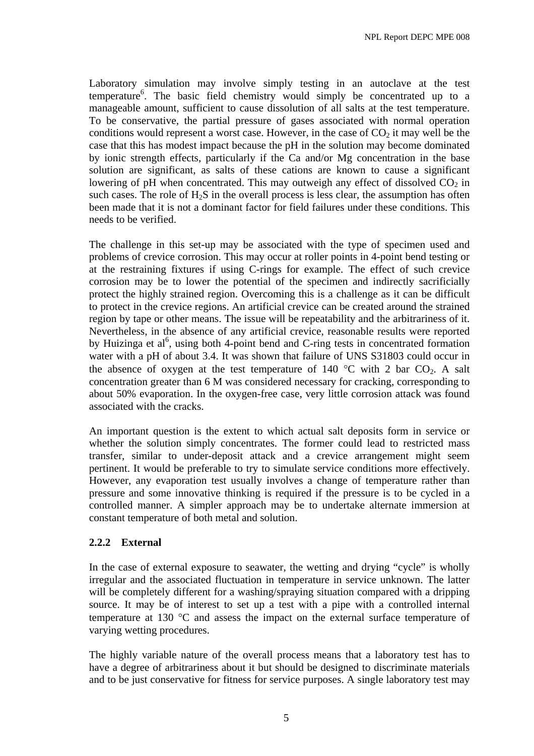Laboratory simulation may involve simply testing in an autoclave at the test temperature[6]. The basic field chemistry would simply be concentrated up to a manageable amount, sufficient to cause dissolution of all salts at the test temperature. To be conservative, the partial pressure of gases associated with normal operation conditions would represent a worst case. However, in the case of $CO_2$ it may well be the case that this has modest impact because the pH in the solution may become dominated by ionic strength effects, particularly if the Ca and/or Mg concentration in the base solution are significant, as salts of these cations are known to cause a significant lowering of pH when concentrated. This may outweigh any effect of dissolved $CO_2$ in such cases. The role of $H_2S$ in the overall process is less clear, the assumption has often been made that it is not a dominant factor for field failures under these conditions. This needs to be verified.

The challenge in this set-up may be associated with the type of specimen used and problems of crevice corrosion. This may occur at roller points in 4-point bend testing or at the restraining fixtures if using C-rings for example. The effect of such crevice corrosion may be to lower the potential of the specimen and indirectly sacrificially protect the highly strained region. Overcoming this is a challenge as it can be difficult to protect in the crevice regions. An artificial crevice can be created around the strained region by tape or other means. The issue will be repeatability and the arbitrariness of it. Nevertheless, in the absence of any artificial crevice, reasonable results were reported by Huizinga et al[6], using both 4-point bend and C-ring tests in concentrated formation water with a pH of about 3.4. It was shown that failure of UNS S31803 could occur in the absence of oxygen at the test temperature of 140 °C with 2 bar $CO_2$. A salt concentration greater than 6 M was considered necessary for cracking, corresponding to about 50% evaporation. In the oxygen-free case, very little corrosion attack was found associated with the cracks.

An important question is the extent to which actual salt deposits form in service or whether the solution simply concentrates. The former could lead to restricted mass transfer, similar to under-deposit attack and a crevice arrangement might seem pertinent. It would be preferable to try to simulate service conditions more effectively. However, any evaporation test usually involves a change of temperature rather than pressure and some innovative thinking is required if the pressure is to be cycled in a controlled manner. A simpler approach may be to undertake alternate immersion at constant temperature of both metal and solution.

### 2.2.2 External

In the case of external exposure to seawater, the wetting and drying "cycle" is wholly irregular and the associated fluctuation in temperature in service unknown. The latter will be completely different for a washing/spraying situation compared with a dripping source. It may be of interest to set up a test with a pipe with a controlled internal temperature at 130 °C and assess the impact on the external surface temperature of varying wetting procedures.

The highly variable nature of the overall process means that a laboratory test has to have a degree of arbitrariness about it but should be designed to discriminate materials and to be just conservative for fitness for service purposes. A single laboratory test may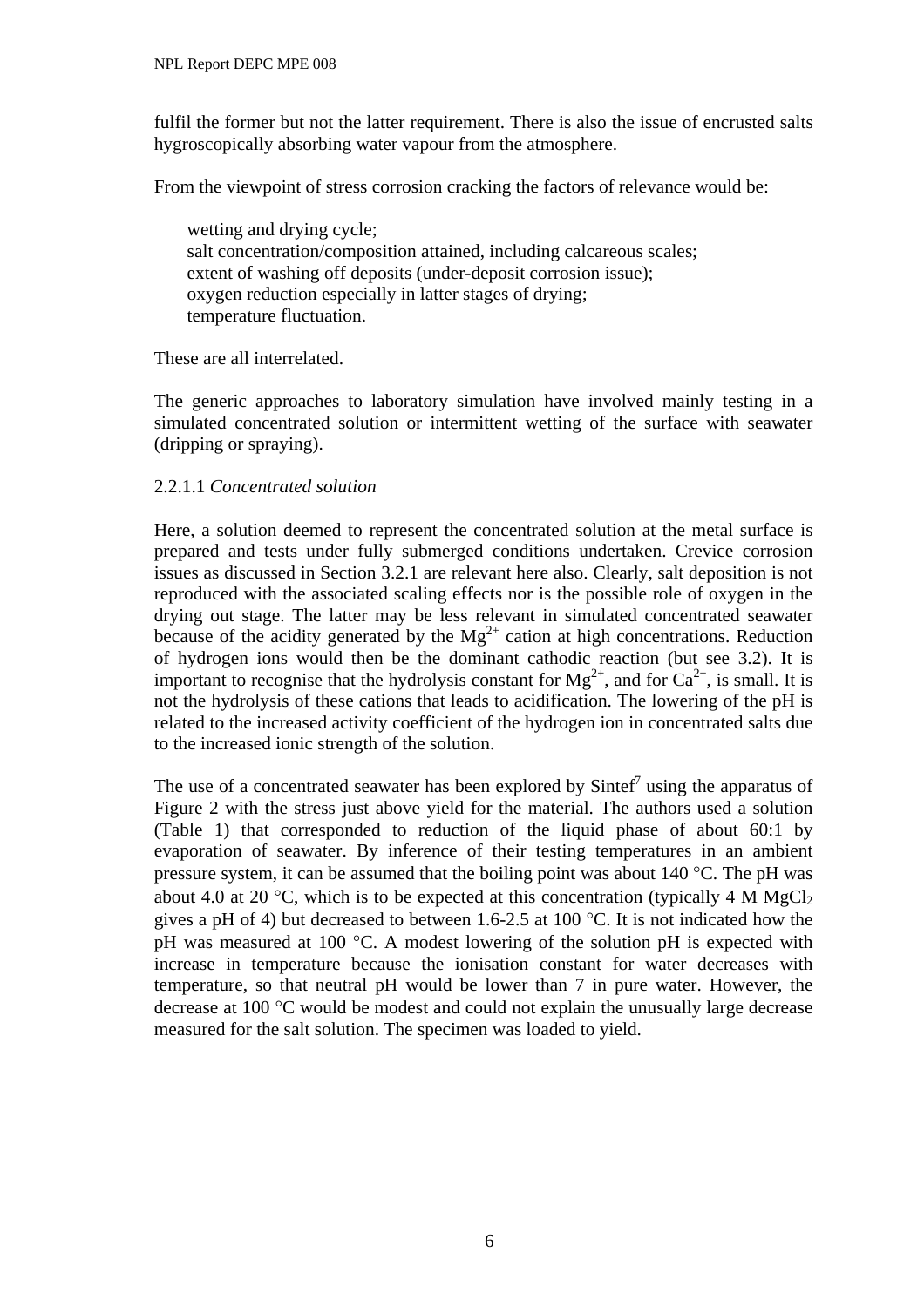fulfil the former but not the latter requirement. There is also the issue of encrusted salts hygroscopically absorbing water vapour from the atmosphere.

From the viewpoint of stress corrosion cracking the factors of relevance would be:

- wetting and drying cycle;
- salt concentration/composition attained, including calcareous scales;
- extent of washing off deposits (under-deposit corrosion issue);
- oxygen reduction especially in latter stages of drying;
- temperature fluctuation.

These are all interrelated.

The generic approaches to laboratory simulation have involved mainly testing in a simulated concentrated solution or intermittent wetting of the surface with seawater (dripping or spraying).

2.2.1.1 *Concentrated solution*

Here, a solution deemed to represent the concentrated solution at the metal surface is prepared and tests under fully submerged conditions undertaken. Crevice corrosion issues as discussed in Section 3.2.1 are relevant here also. Clearly, salt deposition is not reproduced with the associated scaling effects nor is the possible role of oxygen in the drying out stage. The latter may be less relevant in simulated concentrated seawater because of the acidity generated by the $Mg^{2+}$ cation at high concentrations. Reduction of hydrogen ions would then be the dominant cathodic reaction (but see 3.2). It is important to recognise that the hydrolysis constant for $Mg^{2+}$, and for $Ca^{2+}$, is small. It is not the hydrolysis of these cations that leads to acidification. The lowering of the pH is related to the increased activity coefficient of the hydrogen ion in concentrated salts due to the increased ionic strength of the solution.

The use of a concentrated seawater has been explored by Sintef[7] using the apparatus of Figure 2 with the stress just above yield for the material. The authors used a solution (Table 1) that corresponded to reduction of the liquid phase of about 60:1 by evaporation of seawater. By inference of their testing temperatures in an ambient pressure system, it can be assumed that the boiling point was about 140 °C. The pH was about 4.0 at 20 °C, which is to be expected at this concentration (typically 4 M $MgCl_2$ gives a pH of 4) but decreased to between 1.6-2.5 at 100 °C. It is not indicated how the pH was measured at 100 °C. A modest lowering of the solution pH is expected with increase in temperature because the ionisation constant for water decreases with temperature, so that neutral pH would be lower than 7 in pure water. However, the decrease at 100 °C would be modest and could not explain the unusually large decrease measured for the salt solution. The specimen was loaded to yield.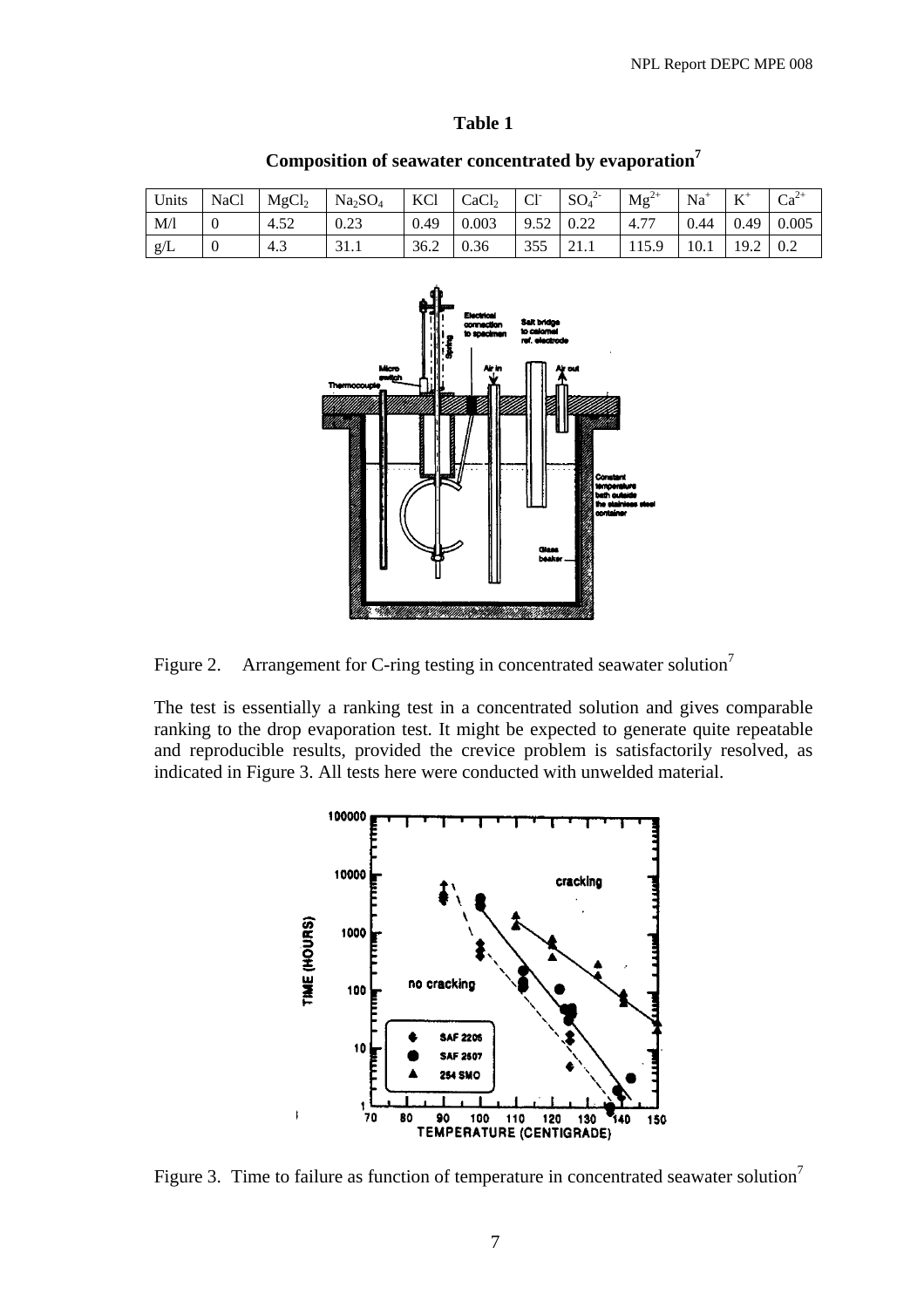**Table 1**

**Composition of seawater concentrated by evaporation[7]**

| Units | NaCl | $MgCl_2$ | $Na_2SO_4$ | KCl | $CaCl_2$ | $Cl^-$ | $SO_4^{2-}$ | $Mg^{2+}$ | $Na^+$ | $K^+$ | $Ca^{2+}$ |
|---|---|---|---|---|---|---|---|---|---|---|---|
| M/l | 0 | 4.52 | 0.23 | 0.49 | 0.003 | 9.52 | 0.22 | 4.77 | 0.44 | 0.49 | 0.005 |
| g/L | 0 | 4.3 | 31.1 | 36.2 | 0.36 | 355 | 21.1 | 115.9 | 10.1 | 19.2 | 0.2 |

Figure 2. Arrangement for C-ring testing in concentrated seawater solution[7]

The test is essentially a ranking test in a concentrated solution and gives comparable ranking to the drop evaporation test. It might be expected to generate quite repeatable and reproducible results, provided the crevice problem is satisfactorily resolved, as indicated in Figure 3. All tests here were conducted with unwelded material.

Figure 3. Time to failure as function of temperature in concentrated seawater solution[7]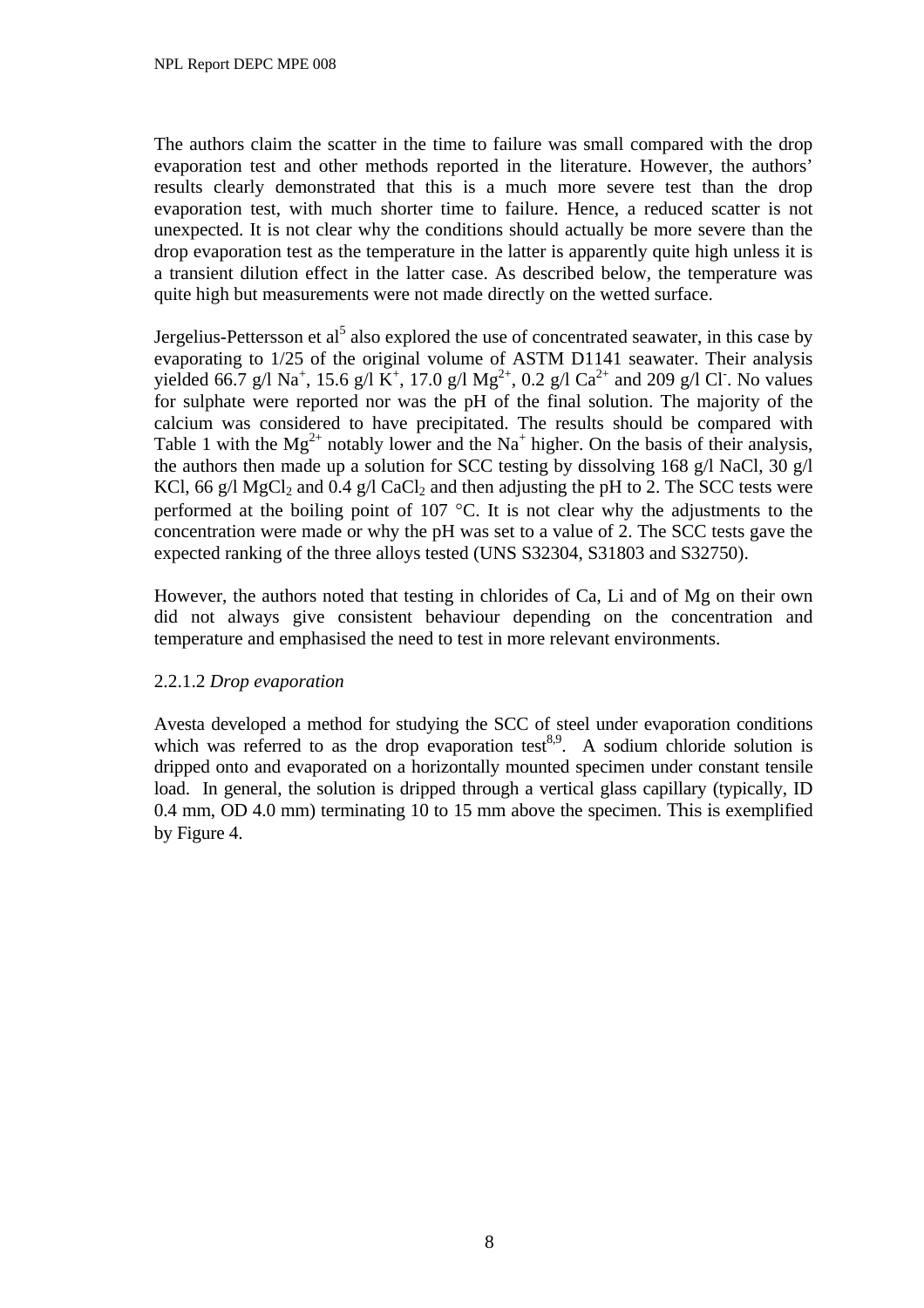The authors claim the scatter in the time to failure was small compared with the drop evaporation test and other methods reported in the literature. However, the authors' results clearly demonstrated that this is a much more severe test than the drop evaporation test, with much shorter time to failure. Hence, a reduced scatter is not unexpected. It is not clear why the conditions should actually be more severe than the drop evaporation test as the temperature in the latter is apparently quite high unless it is a transient dilution effect in the latter case. As described below, the temperature was quite high but measurements were not made directly on the wetted surface.

Jergelius-Pettersson et al[5] also explored the use of concentrated seawater, in this case by evaporating to 1/25 of the original volume of ASTM D1141 seawater. Their analysis yielded 66.7 g/l $Na^{+}$, 15.6 g/l $K^{+}$, 17.0 g/l $Mg^{2+}$, 0.2 g/l $Ca^{2+}$ and 209 g/l $Cl^{-}$. No values for sulphate were reported nor was the pH of the final solution. The majority of the calcium was considered to have precipitated. The results should be compared with Table 1 with the $Mg^{2+}$ notably lower and the $Na^{+}$ higher. On the basis of their analysis, the authors then made up a solution for SCC testing by dissolving 168 g/l NaCl, 30 g/l KCl, 66 g/l $MgCl_2$ and 0.4 g/l $CaCl_2$ and then adjusting the pH to 2. The SCC tests were performed at the boiling point of 107 °C. It is not clear why the adjustments to the concentration were made or why the pH was set to a value of 2. The SCC tests gave the expected ranking of the three alloys tested (UNS S32304, S31803 and S32750).

However, the authors noted that testing in chlorides of Ca, Li and of Mg on their own did not always give consistent behaviour depending on the concentration and temperature and emphasised the need to test in more relevant environments.

#### 2.2.1.2 *Drop evaporation*

Avesta developed a method for studying the SCC of steel under evaporation conditions which was referred to as the drop evaporation test[8,9]. A sodium chloride solution is dripped onto and evaporated on a horizontally mounted specimen under constant tensile load. In general, the solution is dripped through a vertical glass capillary (typically, ID 0.4 mm, OD 4.0 mm) terminating 10 to 15 mm above the specimen. This is exemplified by Figure 4.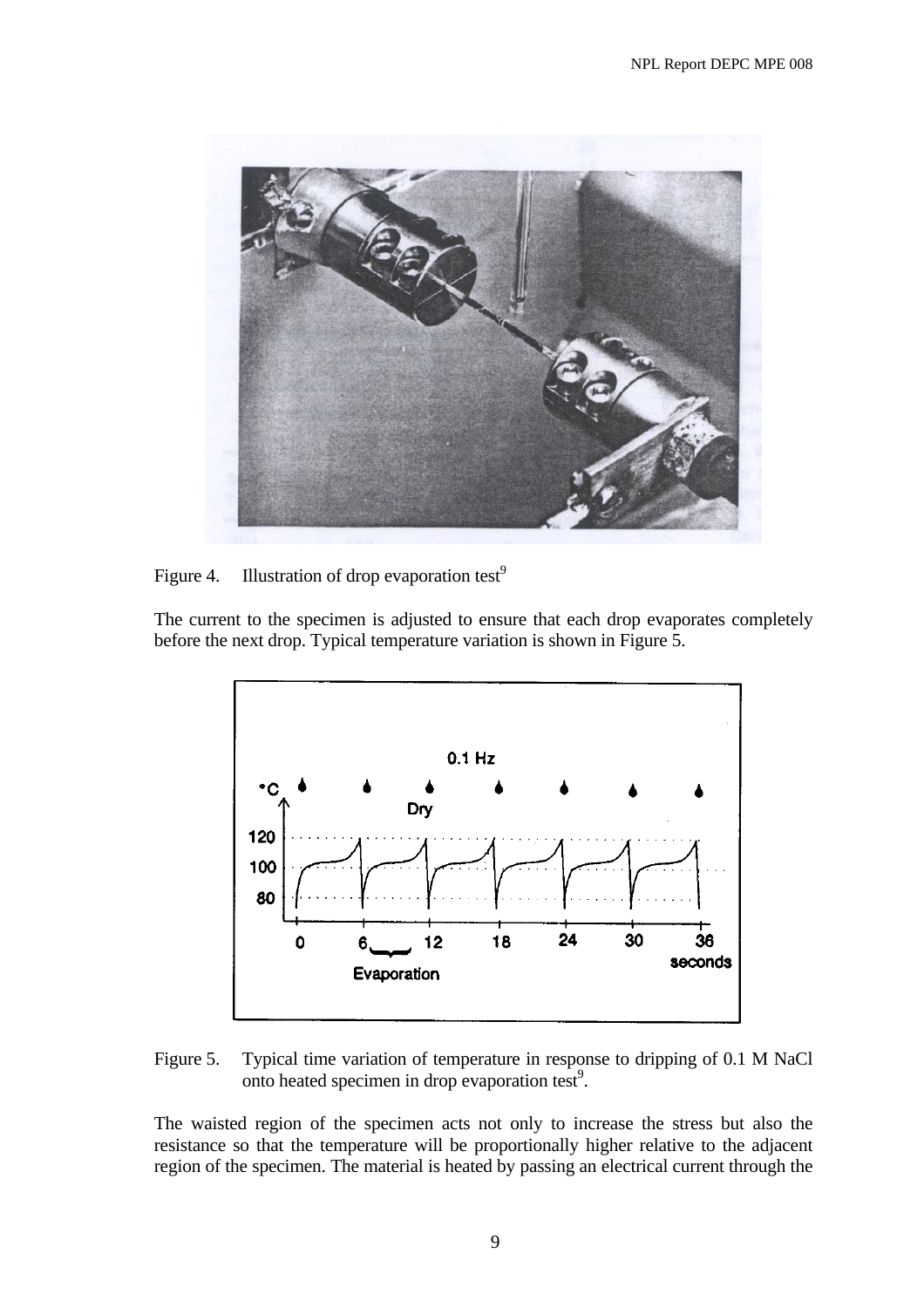Figure 4. Illustration of drop evaporation test[9]

The current to the specimen is adjusted to ensure that each drop evaporates completely before the next drop. Typical temperature variation is shown in Figure 5.

Figure 5. Typical time variation of temperature in response to dripping of 0.1 M NaCl onto heated specimen in drop evaporation test[9].

The waisted region of the specimen acts not only to increase the stress but also the resistance so that the temperature will be proportionally higher relative to the adjacent region of the specimen. The material is heated by passing an electrical current through the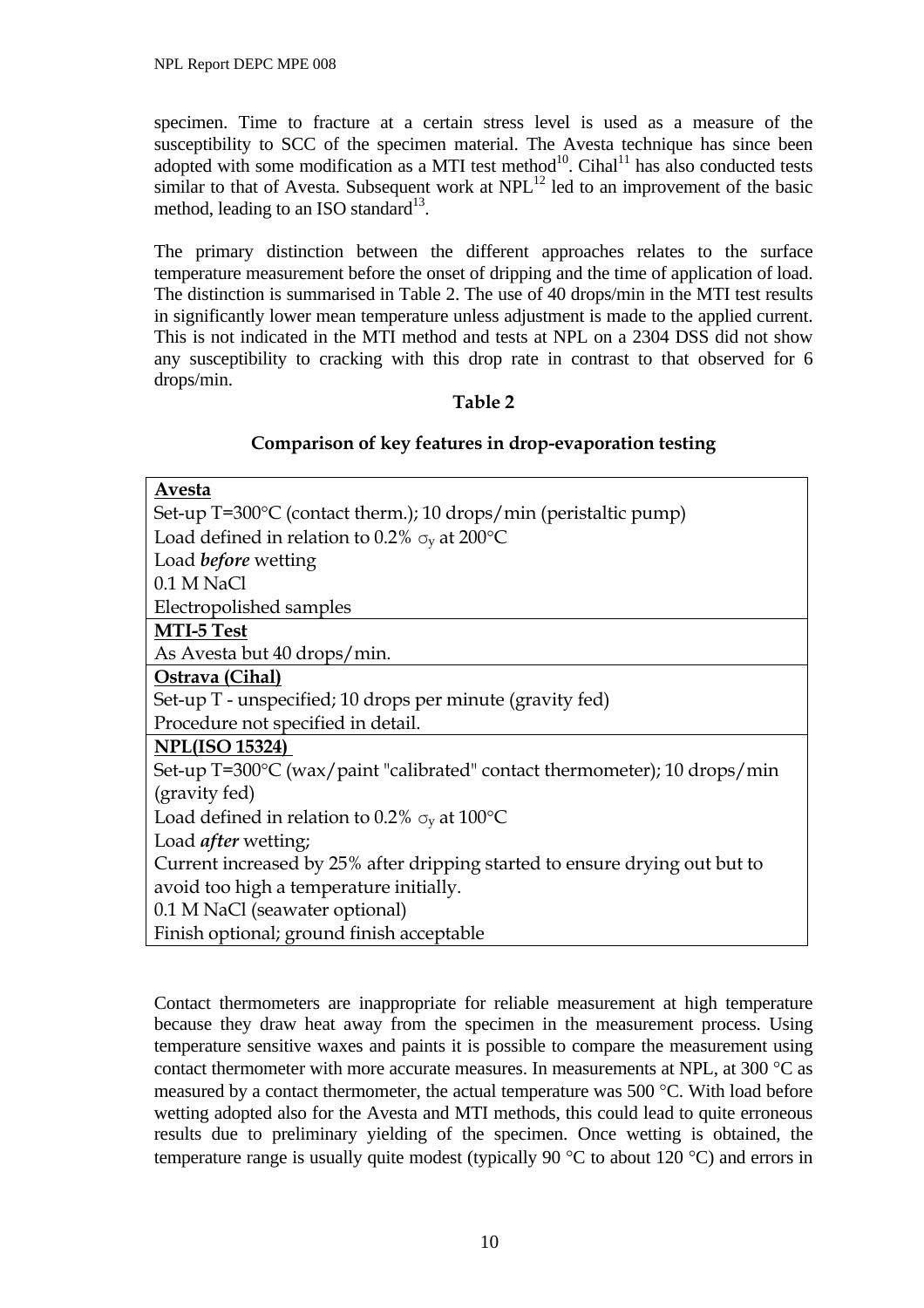specimen. Time to fracture at a certain stress level is used as a measure of the susceptibility to SCC of the specimen material. The Avesta technique has since been adopted with some modification as a MTI test method[10]. Cihal[11] has also conducted tests similar to that of Avesta. Subsequent work at NPL[12] led to an improvement of the basic method, leading to an ISO standard[13].

The primary distinction between the different approaches relates to the surface temperature measurement before the onset of dripping and the time of application of load. The distinction is summarised in Table 2. The use of 40 drops/min in the MTI test results in significantly lower mean temperature unless adjustment is made to the applied current. This is not indicated in the MTI method and tests at NPL on a 2304 DSS did not show any susceptibility to cracking with this drop rate in contrast to that observed for 6 drops/min.

**Table 2**

**Comparison of key features in drop-evaporation testing**

| |
|---|
| **Avesta**<br>Set-up T=300°C (contact therm.); 10 drops/min (peristaltic pump)<br>Load defined in relation to 0.2% $\sigma_y$ at 200°C<br>Load ***before*** wetting<br>0.1 M NaCl<br>Electropolished samples |
| **MTI-5 Test**<br>As Avesta but 40 drops/min. |
| **Ostrava (Cihal)**<br>Set-up T - unspecified; 10 drops per minute (gravity fed)<br>Procedure not specified in detail. |
| **NPL(ISO 15324)**<br>Set-up T=300°C (wax/paint "calibrated" contact thermometer); 10 drops/min (gravity fed)<br>Load defined in relation to 0.2% $\sigma_y$ at 100°C<br>Load ***after*** wetting;<br>Current increased by 25% after dripping started to ensure drying out but to avoid too high a temperature initially.<br>0.1 M NaCl (seawater optional)<br>Finish optional; ground finish acceptable |

Contact thermometers are inappropriate for reliable measurement at high temperature because they draw heat away from the specimen in the measurement process. Using temperature sensitive waxes and paints it is possible to compare the measurement using contact thermometer with more accurate measures. In measurements at NPL, at 300 °C as measured by a contact thermometer, the actual temperature was 500 °C. With load before wetting adopted also for the Avesta and MTI methods, this could lead to quite erroneous results due to preliminary yielding of the specimen. Once wetting is obtained, the temperature range is usually quite modest (typically 90 °C to about 120 °C) and errors in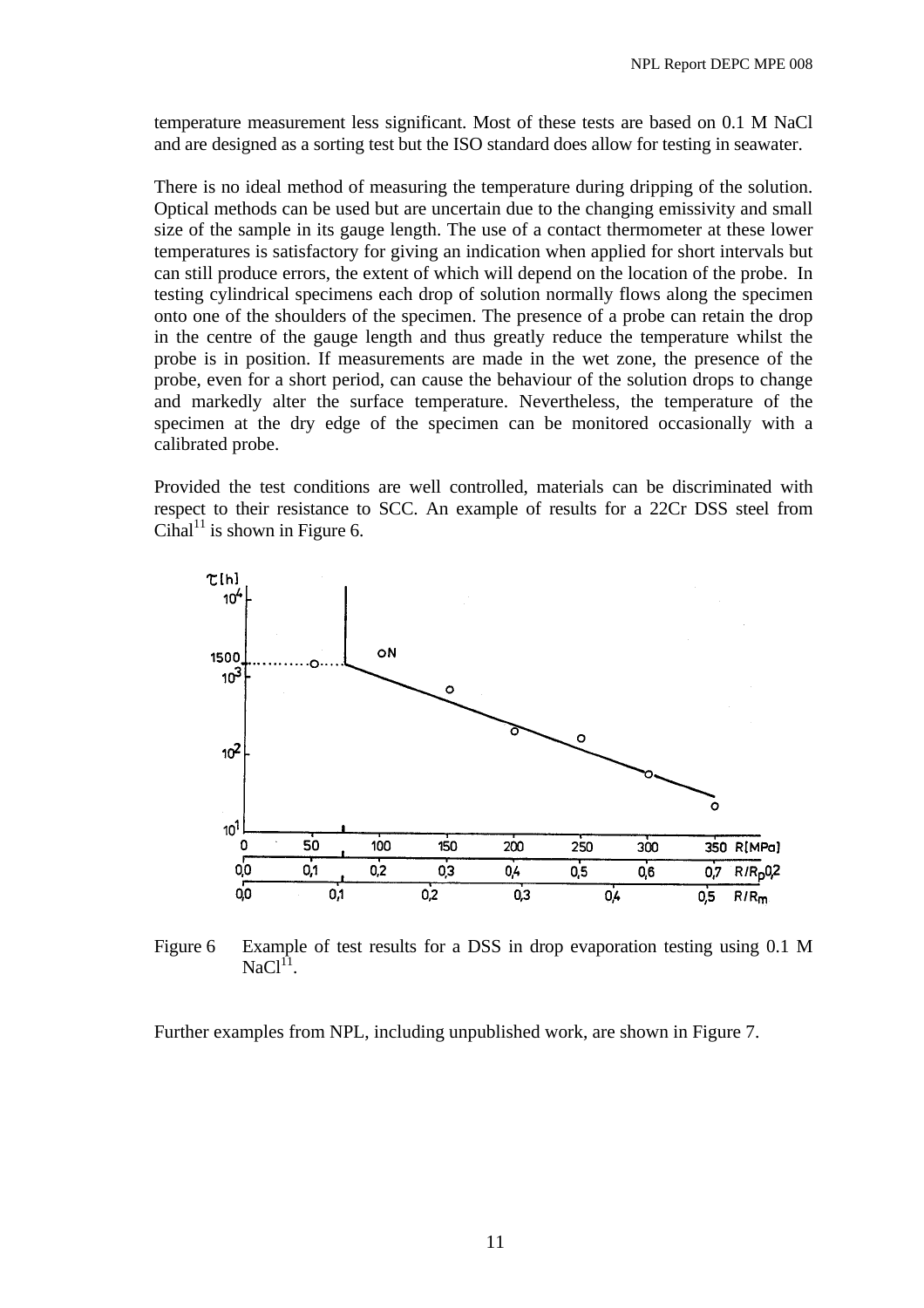temperature measurement less significant. Most of these tests are based on 0.1 M NaCl and are designed as a sorting test but the ISO standard does allow for testing in seawater.

There is no ideal method of measuring the temperature during dripping of the solution. Optical methods can be used but are uncertain due to the changing emissivity and small size of the sample in its gauge length. The use of a contact thermometer at these lower temperatures is satisfactory for giving an indication when applied for short intervals but can still produce errors, the extent of which will depend on the location of the probe. In testing cylindrical specimens each drop of solution normally flows along the specimen onto one of the shoulders of the specimen. The presence of a probe can retain the drop in the centre of the gauge length and thus greatly reduce the temperature whilst the probe is in position. If measurements are made in the wet zone, the presence of the probe, even for a short period, can cause the behaviour of the solution drops to change and markedly alter the surface temperature. Nevertheless, the temperature of the specimen at the dry edge of the specimen can be monitored occasionally with a calibrated probe.

Provided the test conditions are well controlled, materials can be discriminated with respect to their resistance to SCC. An example of results for a 22Cr DSS steel from Cihal[11] is shown in Figure 6.

Figure 6 Example of test results for a DSS in drop evaporation testing using 0.1 M NaCl[11].

Further examples from NPL, including unpublished work, are shown in Figure 7.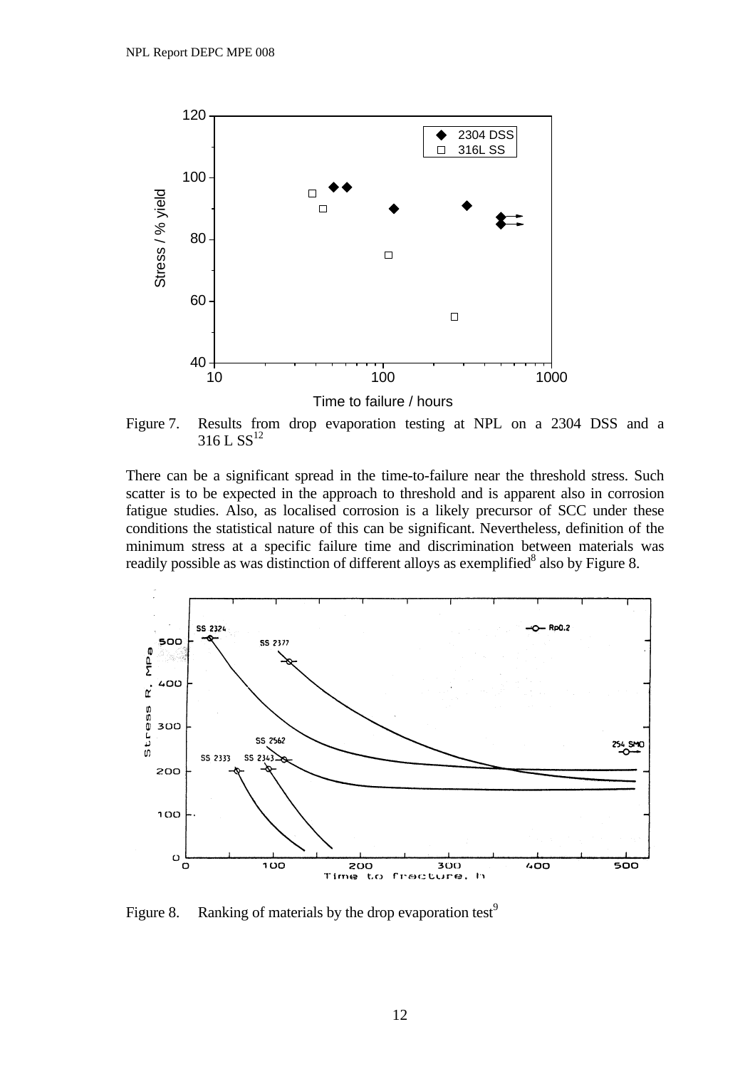Figure 7. Results from drop evaporation testing at NPL on a 2304 DSS and a 316 L SS[12]

There can be a significant spread in the time-to-failure near the threshold stress. Such scatter is to be expected in the approach to threshold and is apparent also in corrosion fatigue studies. Also, as localised corrosion is a likely precursor of SCC under these conditions the statistical nature of this can be significant. Nevertheless, definition of the minimum stress at a specific failure time and discrimination between materials was readily possible as was distinction of different alloys as exemplified[8] also by Figure 8.

Figure 8. Ranking of materials by the drop evaporation test[9]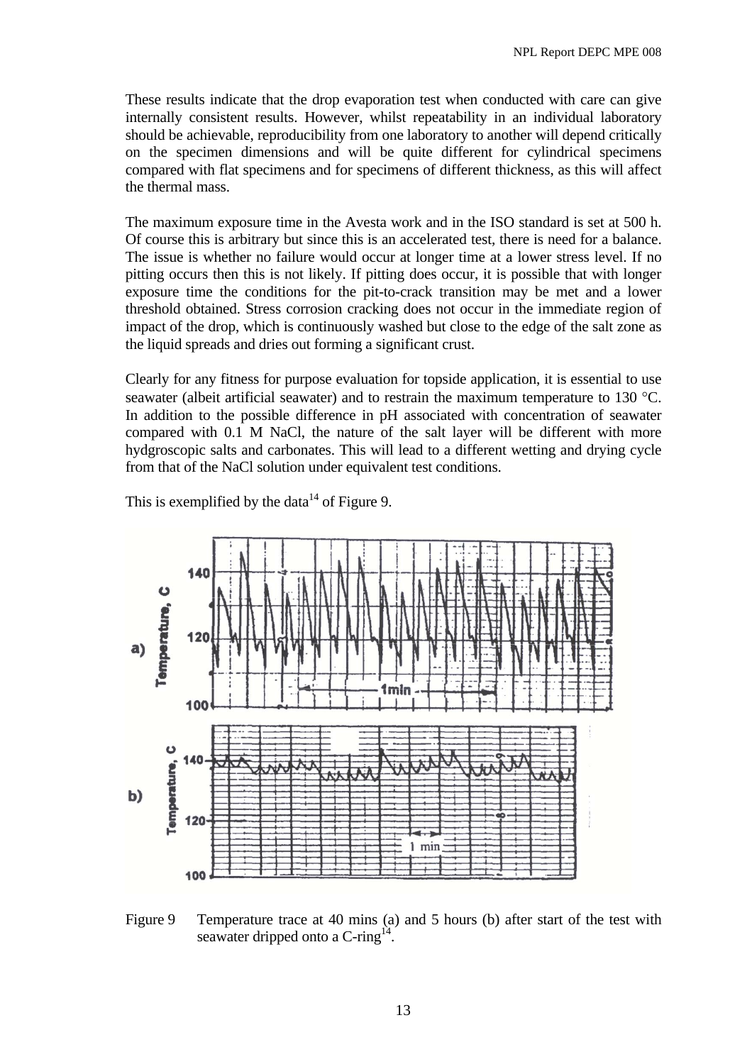These results indicate that the drop evaporation test when conducted with care can give internally consistent results. However, whilst repeatability in an individual laboratory should be achievable, reproducibility from one laboratory to another will depend critically on the specimen dimensions and will be quite different for cylindrical specimens compared with flat specimens and for specimens of different thickness, as this will affect the thermal mass.

The maximum exposure time in the Avesta work and in the ISO standard is set at 500 h. Of course this is arbitrary but since this is an accelerated test, there is need for a balance. The issue is whether no failure would occur at longer time at a lower stress level. If no pitting occurs then this is not likely. If pitting does occur, it is possible that with longer exposure time the conditions for the pit-to-crack transition may be met and a lower threshold obtained. Stress corrosion cracking does not occur in the immediate region of impact of the drop, which is continuously washed but close to the edge of the salt zone as the liquid spreads and dries out forming a significant crust.

Clearly for any fitness for purpose evaluation for topside application, it is essential to use seawater (albeit artificial seawater) and to restrain the maximum temperature to 130 °C. In addition to the possible difference in pH associated with concentration of seawater compared with 0.1 M NaCl, the nature of the salt layer will be different with more hydgroscopic salts and carbonates. This will lead to a different wetting and drying cycle from that of the NaCl solution under equivalent test conditions.

This is exemplified by the data[14] of Figure 9.

Figure 9 Temperature trace at 40 mins (a) and 5 hours (b) after start of the test with seawater dripped onto a C-ring[14].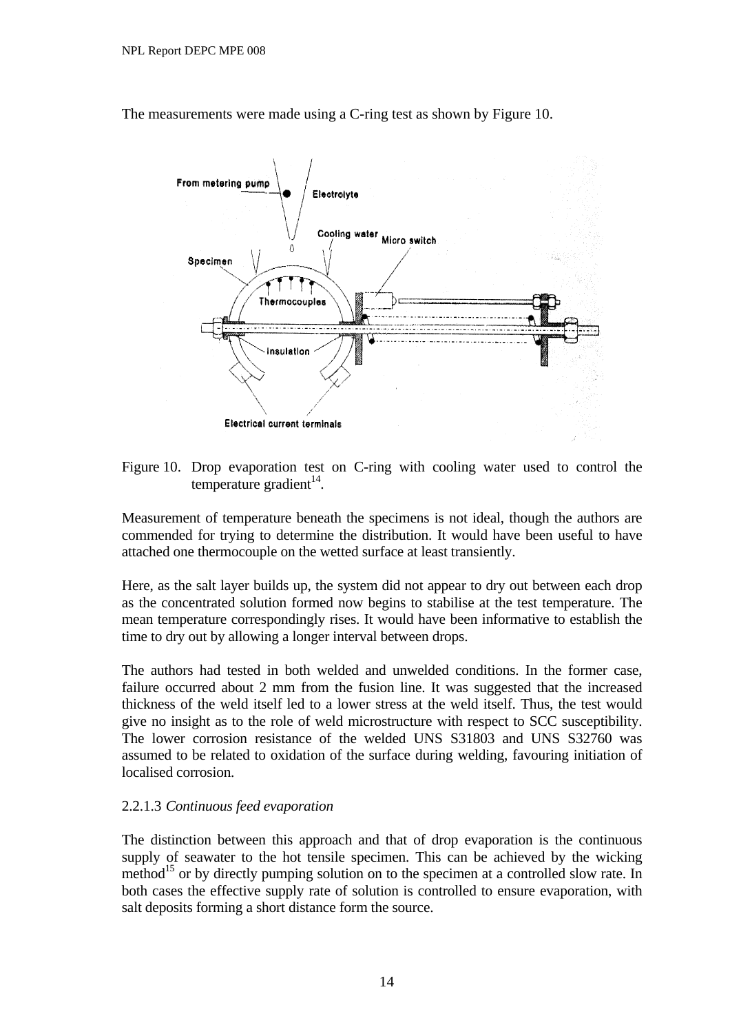The measurements were made using a C-ring test as shown by Figure 10.

Figure 10. Drop evaporation test on C-ring with cooling water used to control the temperature gradient[14].

Measurement of temperature beneath the specimens is not ideal, though the authors are commended for trying to determine the distribution. It would have been useful to have attached one thermocouple on the wetted surface at least transiently.

Here, as the salt layer builds up, the system did not appear to dry out between each drop as the concentrated solution formed now begins to stabilise at the test temperature. The mean temperature correspondingly rises. It would have been informative to establish the time to dry out by allowing a longer interval between drops.

The authors had tested in both welded and unwelded conditions. In the former case, failure occurred about 2 mm from the fusion line. It was suggested that the increased thickness of the weld itself led to a lower stress at the weld itself. Thus, the test would give no insight as to the role of weld microstructure with respect to SCC susceptibility. The lower corrosion resistance of the welded UNS S31803 and UNS S32760 was assumed to be related to oxidation of the surface during welding, favouring initiation of localised corrosion.

2.2.1.3 *Continuous feed evaporation*

The distinction between this approach and that of drop evaporation is the continuous supply of seawater to the hot tensile specimen. This can be achieved by the wicking method[15] or by directly pumping solution on to the specimen at a controlled slow rate. In both cases the effective supply rate of solution is controlled to ensure evaporation, with salt deposits forming a short distance form the source.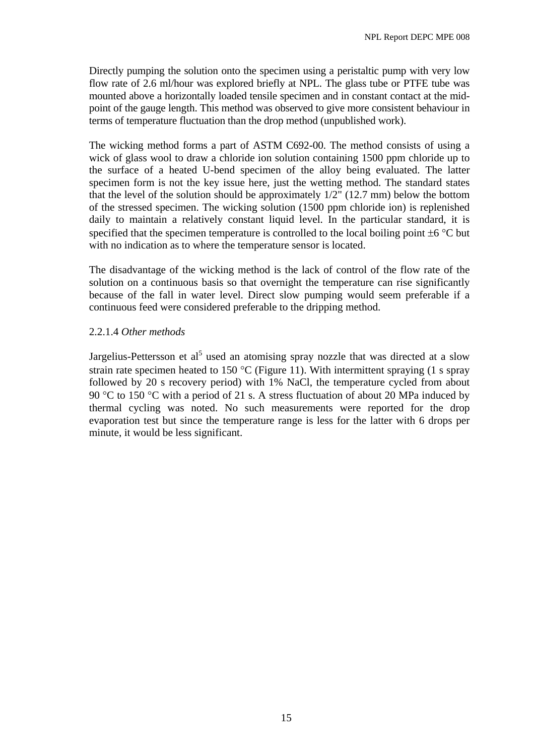Directly pumping the solution onto the specimen using a peristaltic pump with very low flow rate of 2.6 ml/hour was explored briefly at NPL. The glass tube or PTFE tube was mounted above a horizontally loaded tensile specimen and in constant contact at the mid-point of the gauge length. This method was observed to give more consistent behaviour in terms of temperature fluctuation than the drop method (unpublished work).

The wicking method forms a part of ASTM C692-00. The method consists of using a wick of glass wool to draw a chloride ion solution containing 1500 ppm chloride up to the surface of a heated U-bend specimen of the alloy being evaluated. The latter specimen form is not the key issue here, just the wetting method. The standard states that the level of the solution should be approximately 1/2" (12.7 mm) below the bottom of the stressed specimen. The wicking solution (1500 ppm chloride ion) is replenished daily to maintain a relatively constant liquid level. In the particular standard, it is specified that the specimen temperature is controlled to the local boiling point ±6 °C but with no indication as to where the temperature sensor is located.

The disadvantage of the wicking method is the lack of control of the flow rate of the solution on a continuous basis so that overnight the temperature can rise significantly because of the fall in water level. Direct slow pumping would seem preferable if a continuous feed were considered preferable to the dripping method.

2.2.1.4 *Other methods*

Jargelius-Pettersson et al[5] used an atomising spray nozzle that was directed at a slow strain rate specimen heated to 150 °C (Figure 11). With intermittent spraying (1 s spray followed by 20 s recovery period) with 1% NaCl, the temperature cycled from about 90 °C to 150 °C with a period of 21 s. A stress fluctuation of about 20 MPa induced by thermal cycling was noted. No such measurements were reported for the drop evaporation test but since the temperature range is less for the latter with 6 drops per minute, it would be less significant.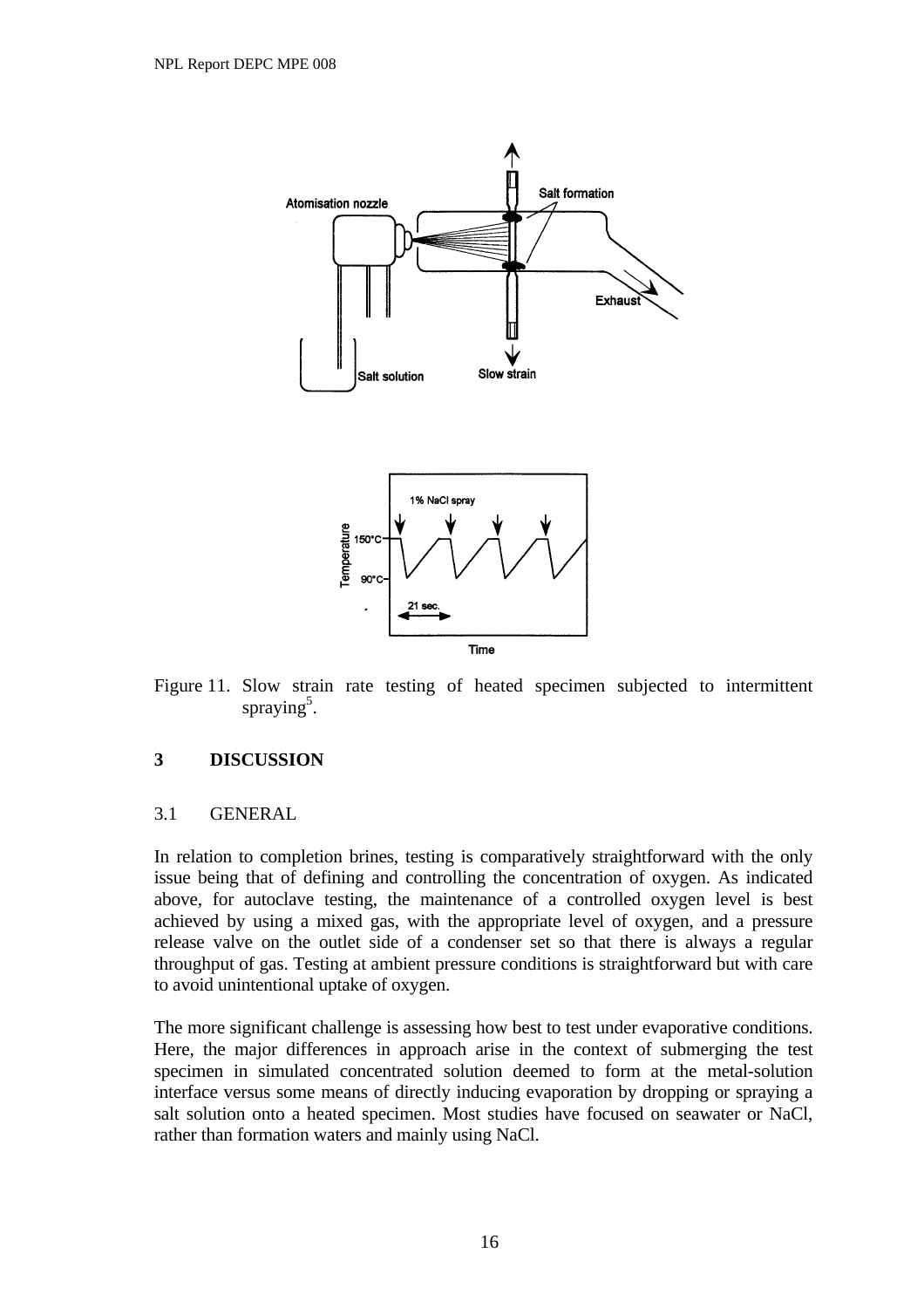Figure 11. Slow strain rate testing of heated specimen subjected to intermittent spraying[5].

## 3 DISCUSSION

### 3.1 GENERAL

In relation to completion brines, testing is comparatively straightforward with the only issue being that of defining and controlling the concentration of oxygen. As indicated above, for autoclave testing, the maintenance of a controlled oxygen level is best achieved by using a mixed gas, with the appropriate level of oxygen, and a pressure release valve on the outlet side of a condenser set so that there is always a regular throughput of gas. Testing at ambient pressure conditions is straightforward but with care to avoid unintentional uptake of oxygen.

The more significant challenge is assessing how best to test under evaporative conditions. Here, the major differences in approach arise in the context of submerging the test specimen in simulated concentrated solution deemed to form at the metal-solution interface versus some means of directly inducing evaporation by dropping or spraying a salt solution onto a heated specimen. Most studies have focused on seawater or NaCl, rather than formation waters and mainly using NaCl.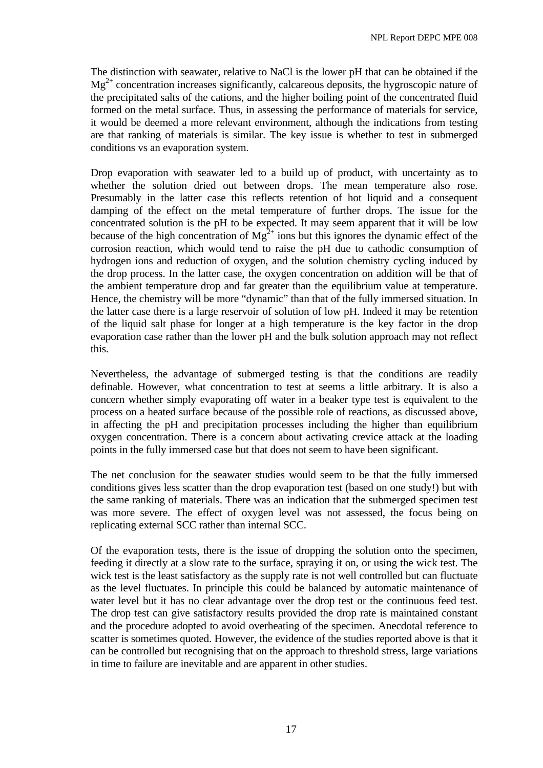The distinction with seawater, relative to NaCl is the lower pH that can be obtained if the $Mg^{2+}$ concentration increases significantly, calcareous deposits, the hygroscopic nature of the precipitated salts of the cations, and the higher boiling point of the concentrated fluid formed on the metal surface. Thus, in assessing the performance of materials for service, it would be deemed a more relevant environment, although the indications from testing are that ranking of materials is similar. The key issue is whether to test in submerged conditions vs an evaporation system.

Drop evaporation with seawater led to a build up of product, with uncertainty as to whether the solution dried out between drops. The mean temperature also rose. Presumably in the latter case this reflects retention of hot liquid and a consequent damping of the effect on the metal temperature of further drops. The issue for the concentrated solution is the pH to be expected. It may seem apparent that it will be low because of the high concentration of $Mg^{2+}$ ions but this ignores the dynamic effect of the corrosion reaction, which would tend to raise the pH due to cathodic consumption of hydrogen ions and reduction of oxygen, and the solution chemistry cycling induced by the drop process. In the latter case, the oxygen concentration on addition will be that of the ambient temperature drop and far greater than the equilibrium value at temperature. Hence, the chemistry will be more "dynamic" than that of the fully immersed situation. In the latter case there is a large reservoir of solution of low pH. Indeed it may be retention of the liquid salt phase for longer at a high temperature is the key factor in the drop evaporation case rather than the lower pH and the bulk solution approach may not reflect this.

Nevertheless, the advantage of submerged testing is that the conditions are readily definable. However, what concentration to test at seems a little arbitrary. It is also a concern whether simply evaporating off water in a beaker type test is equivalent to the process on a heated surface because of the possible role of reactions, as discussed above, in affecting the pH and precipitation processes including the higher than equilibrium oxygen concentration. There is a concern about activating crevice attack at the loading points in the fully immersed case but that does not seem to have been significant.

The net conclusion for the seawater studies would seem to be that the fully immersed conditions gives less scatter than the drop evaporation test (based on one study!) but with the same ranking of materials. There was an indication that the submerged specimen test was more severe. The effect of oxygen level was not assessed, the focus being on replicating external SCC rather than internal SCC.

Of the evaporation tests, there is the issue of dropping the solution onto the specimen, feeding it directly at a slow rate to the surface, spraying it on, or using the wick test. The wick test is the least satisfactory as the supply rate is not well controlled but can fluctuate as the level fluctuates. In principle this could be balanced by automatic maintenance of water level but it has no clear advantage over the drop test or the continuous feed test. The drop test can give satisfactory results provided the drop rate is maintained constant and the procedure adopted to avoid overheating of the specimen. Anecdotal reference to scatter is sometimes quoted. However, the evidence of the studies reported above is that it can be controlled but recognising that on the approach to threshold stress, large variations in time to failure are inevitable and are apparent in other studies.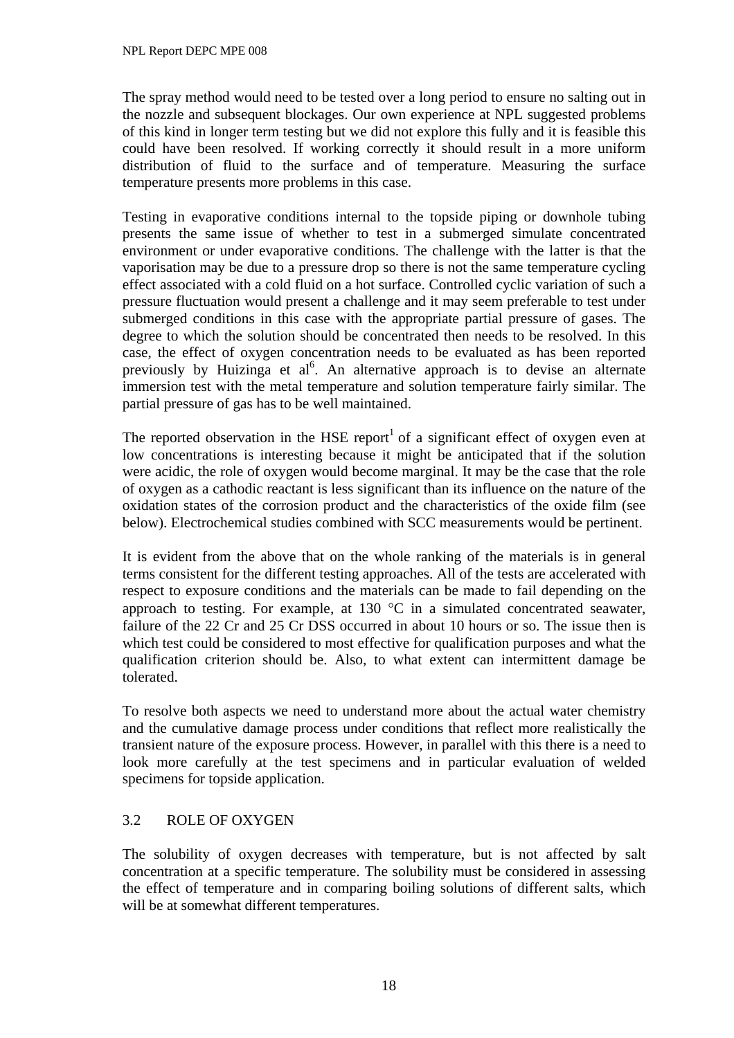The spray method would need to be tested over a long period to ensure no salting out in the nozzle and subsequent blockages. Our own experience at NPL suggested problems of this kind in longer term testing but we did not explore this fully and it is feasible this could have been resolved. If working correctly it should result in a more uniform distribution of fluid to the surface and of temperature. Measuring the surface temperature presents more problems in this case.

Testing in evaporative conditions internal to the topside piping or downhole tubing presents the same issue of whether to test in a submerged simulate concentrated environment or under evaporative conditions. The challenge with the latter is that the vaporisation may be due to a pressure drop so there is not the same temperature cycling effect associated with a cold fluid on a hot surface. Controlled cyclic variation of such a pressure fluctuation would present a challenge and it may seem preferable to test under submerged conditions in this case with the appropriate partial pressure of gases. The degree to which the solution should be concentrated then needs to be resolved. In this case, the effect of oxygen concentration needs to be evaluated as has been reported previously by Huizinga et al[6]. An alternative approach is to devise an alternate immersion test with the metal temperature and solution temperature fairly similar. The partial pressure of gas has to be well maintained.

The reported observation in the HSE report[1] of a significant effect of oxygen even at low concentrations is interesting because it might be anticipated that if the solution were acidic, the role of oxygen would become marginal. It may be the case that the role of oxygen as a cathodic reactant is less significant than its influence on the nature of the oxidation states of the corrosion product and the characteristics of the oxide film (see below). Electrochemical studies combined with SCC measurements would be pertinent.

It is evident from the above that on the whole ranking of the materials is in general terms consistent for the different testing approaches. All of the tests are accelerated with respect to exposure conditions and the materials can be made to fail depending on the approach to testing. For example, at 130 °C in a simulated concentrated seawater, failure of the 22 Cr and 25 Cr DSS occurred in about 10 hours or so. The issue then is which test could be considered to most effective for qualification purposes and what the qualification criterion should be. Also, to what extent can intermittent damage be tolerated.

To resolve both aspects we need to understand more about the actual water chemistry and the cumulative damage process under conditions that reflect more realistically the transient nature of the exposure process. However, in parallel with this there is a need to look more carefully at the test specimens and in particular evaluation of welded specimens for topside application.

## 3.2 ROLE OF OXYGEN

The solubility of oxygen decreases with temperature, but is not affected by salt concentration at a specific temperature. The solubility must be considered in assessing the effect of temperature and in comparing boiling solutions of different salts, which will be at somewhat different temperatures.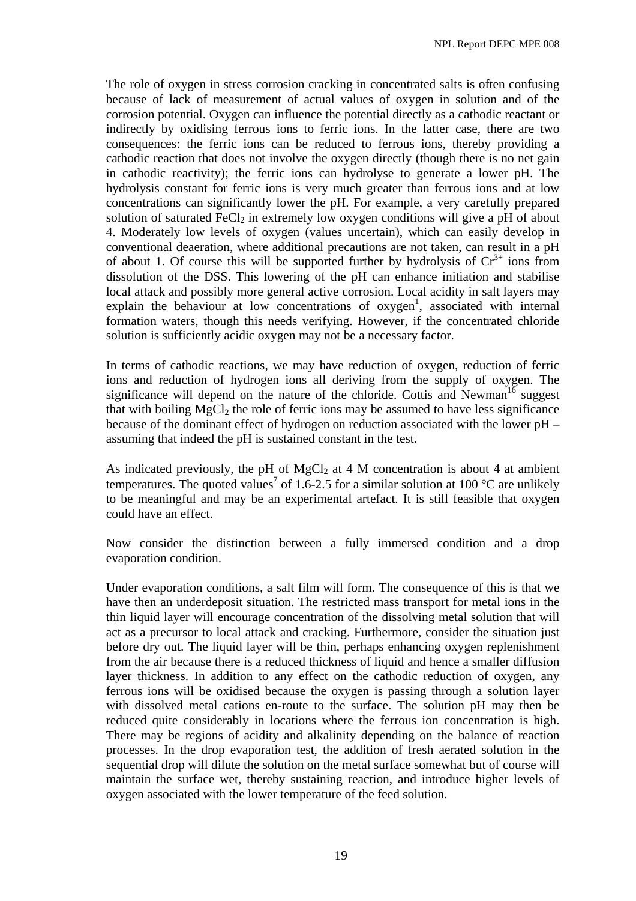The role of oxygen in stress corrosion cracking in concentrated salts is often confusing because of lack of measurement of actual values of oxygen in solution and of the corrosion potential. Oxygen can influence the potential directly as a cathodic reactant or indirectly by oxidising ferrous ions to ferric ions. In the latter case, there are two consequences: the ferric ions can be reduced to ferrous ions, thereby providing a cathodic reaction that does not involve the oxygen directly (though there is no net gain in cathodic reactivity); the ferric ions can hydrolyse to generate a lower pH. The hydrolysis constant for ferric ions is very much greater than ferrous ions and at low concentrations can significantly lower the pH. For example, a very carefully prepared solution of saturated $FeCl_2$ in extremely low oxygen conditions will give a pH of about 4. Moderately low levels of oxygen (values uncertain), which can easily develop in conventional deaeration, where additional precautions are not taken, can result in a pH of about 1. Of course this will be supported further by hydrolysis of $Cr^{3+}$ ions from dissolution of the DSS. This lowering of the pH can enhance initiation and stabilise local attack and possibly more general active corrosion. Local acidity in salt layers may explain the behaviour at low concentrations of oxygen[1], associated with internal formation waters, though this needs verifying. However, if the concentrated chloride solution is sufficiently acidic oxygen may not be a necessary factor.

In terms of cathodic reactions, we may have reduction of oxygen, reduction of ferric ions and reduction of hydrogen ions all deriving from the supply of oxygen. The significance will depend on the nature of the chloride. Cottis and Newman[16] suggest that with boiling $MgCl_2$ the role of ferric ions may be assumed to have less significance because of the dominant effect of hydrogen on reduction associated with the lower pH – assuming that indeed the pH is sustained constant in the test.

As indicated previously, the pH of $MgCl_2$ at 4 M concentration is about 4 at ambient temperatures. The quoted values[7] of 1.6-2.5 for a similar solution at 100 °C are unlikely to be meaningful and may be an experimental artefact. It is still feasible that oxygen could have an effect.

Now consider the distinction between a fully immersed condition and a drop evaporation condition.

Under evaporation conditions, a salt film will form. The consequence of this is that we have then an underdeposit situation. The restricted mass transport for metal ions in the thin liquid layer will encourage concentration of the dissolving metal solution that will act as a precursor to local attack and cracking. Furthermore, consider the situation just before dry out. The liquid layer will be thin, perhaps enhancing oxygen replenishment from the air because there is a reduced thickness of liquid and hence a smaller diffusion layer thickness. In addition to any effect on the cathodic reduction of oxygen, any ferrous ions will be oxidised because the oxygen is passing through a solution layer with dissolved metal cations en-route to the surface. The solution pH may then be reduced quite considerably in locations where the ferrous ion concentration is high. There may be regions of acidity and alkalinity depending on the balance of reaction processes. In the drop evaporation test, the addition of fresh aerated solution in the sequential drop will dilute the solution on the metal surface somewhat but of course will maintain the surface wet, thereby sustaining reaction, and introduce higher levels of oxygen associated with the lower temperature of the feed solution.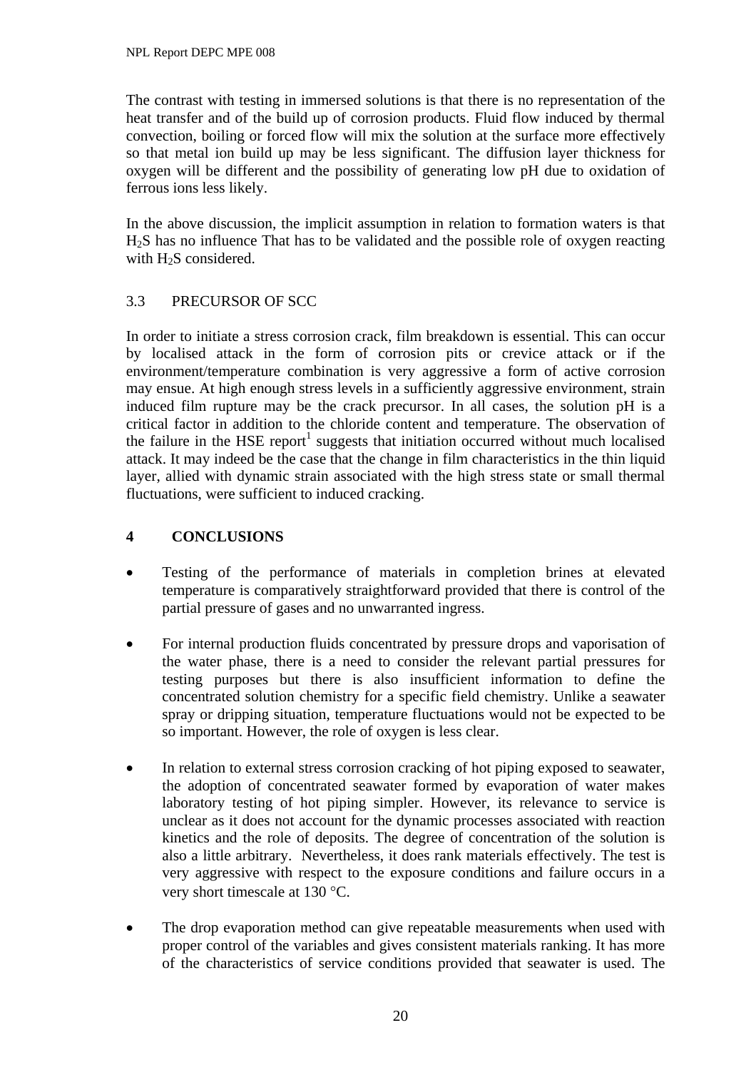The contrast with testing in immersed solutions is that there is no representation of the heat transfer and of the build up of corrosion products. Fluid flow induced by thermal convection, boiling or forced flow will mix the solution at the surface more effectively so that metal ion build up may be less significant. The diffusion layer thickness for oxygen will be different and the possibility of generating low pH due to oxidation of ferrous ions less likely.

In the above discussion, the implicit assumption in relation to formation waters is that $H_2S$ has no influence That has to be validated and the possible role of oxygen reacting with $H_2S$ considered.

### 3.3 PRECURSOR OF SCC

In order to initiate a stress corrosion crack, film breakdown is essential. This can occur by localised attack in the form of corrosion pits or crevice attack or if the environment/temperature combination is very aggressive a form of active corrosion may ensue. At high enough stress levels in a sufficiently aggressive environment, strain induced film rupture may be the crack precursor. In all cases, the solution pH is a critical factor in addition to the chloride content and temperature. The observation of the failure in the HSE report[1] suggests that initiation occurred without much localised attack. It may indeed be the case that the change in film characteristics in the thin liquid layer, allied with dynamic strain associated with the high stress state or small thermal fluctuations, were sufficient to induced cracking.

## 4 CONCLUSIONS

- Testing of the performance of materials in completion brines at elevated temperature is comparatively straightforward provided that there is control of the partial pressure of gases and no unwarranted ingress.

- For internal production fluids concentrated by pressure drops and vaporisation of the water phase, there is a need to consider the relevant partial pressures for testing purposes but there is also insufficient information to define the concentrated solution chemistry for a specific field chemistry. Unlike a seawater spray or dripping situation, temperature fluctuations would not be expected to be so important. However, the role of oxygen is less clear.

- In relation to external stress corrosion cracking of hot piping exposed to seawater, the adoption of concentrated seawater formed by evaporation of water makes laboratory testing of hot piping simpler. However, its relevance to service is unclear as it does not account for the dynamic processes associated with reaction kinetics and the role of deposits. The degree of concentration of the solution is also a little arbitrary. Nevertheless, it does rank materials effectively. The test is very aggressive with respect to the exposure conditions and failure occurs in a very short timescale at 130 °C.

- The drop evaporation method can give repeatable measurements when used with proper control of the variables and gives consistent materials ranking. It has more of the characteristics of service conditions provided that seawater is used. The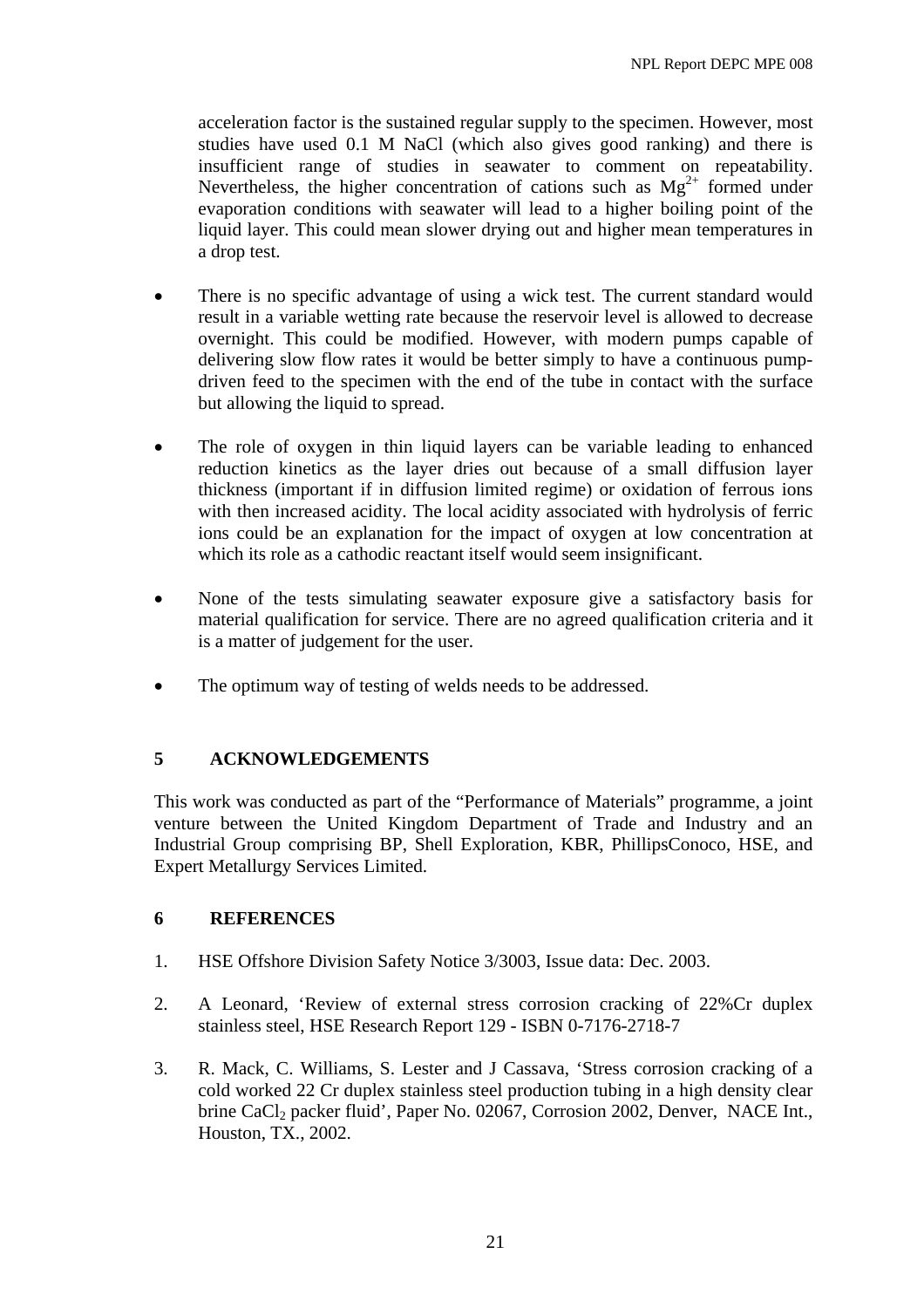acceleration factor is the sustained regular supply to the specimen. However, most studies have used 0.1 M NaCl (which also gives good ranking) and there is insufficient range of studies in seawater to comment on repeatability. Nevertheless, the higher concentration of cations such as $Mg^{2+}$ formed under evaporation conditions with seawater will lead to a higher boiling point of the liquid layer. This could mean slower drying out and higher mean temperatures in a drop test.

- There is no specific advantage of using a wick test. The current standard would result in a variable wetting rate because the reservoir level is allowed to decrease overnight. This could be modified. However, with modern pumps capable of delivering slow flow rates it would be better simply to have a continuous pump-driven feed to the specimen with the end of the tube in contact with the surface but allowing the liquid to spread.

- The role of oxygen in thin liquid layers can be variable leading to enhanced reduction kinetics as the layer dries out because of a small diffusion layer thickness (important if in diffusion limited regime) or oxidation of ferrous ions with then increased acidity. The local acidity associated with hydrolysis of ferric ions could be an explanation for the impact of oxygen at low concentration at which its role as a cathodic reactant itself would seem insignificant.

- None of the tests simulating seawater exposure give a satisfactory basis for material qualification for service. There are no agreed qualification criteria and it is a matter of judgement for the user.

- The optimum way of testing of welds needs to be addressed.

## 5 ACKNOWLEDGEMENTS

This work was conducted as part of the “Performance of Materials” programme, a joint venture between the United Kingdom Department of Trade and Industry and an Industrial Group comprising BP, Shell Exploration, KBR, PhillipsConoco, HSE, and Expert Metallurgy Services Limited.

## 6 REFERENCES

1. HSE Offshore Division Safety Notice 3/3003, Issue data: Dec. 2003.

2. A Leonard, ‘Review of external stress corrosion cracking of 22%Cr duplex stainless steel, HSE Research Report 129 - ISBN 0-7176-2718-7

3. R. Mack, C. Williams, S. Lester and J Cassava, ‘Stress corrosion cracking of a cold worked 22 Cr duplex stainless steel production tubing in a high density clear brine $CaCl_2$ packer fluid’, Paper No. 02067, Corrosion 2002, Denver, NACE Int., Houston, TX., 2002.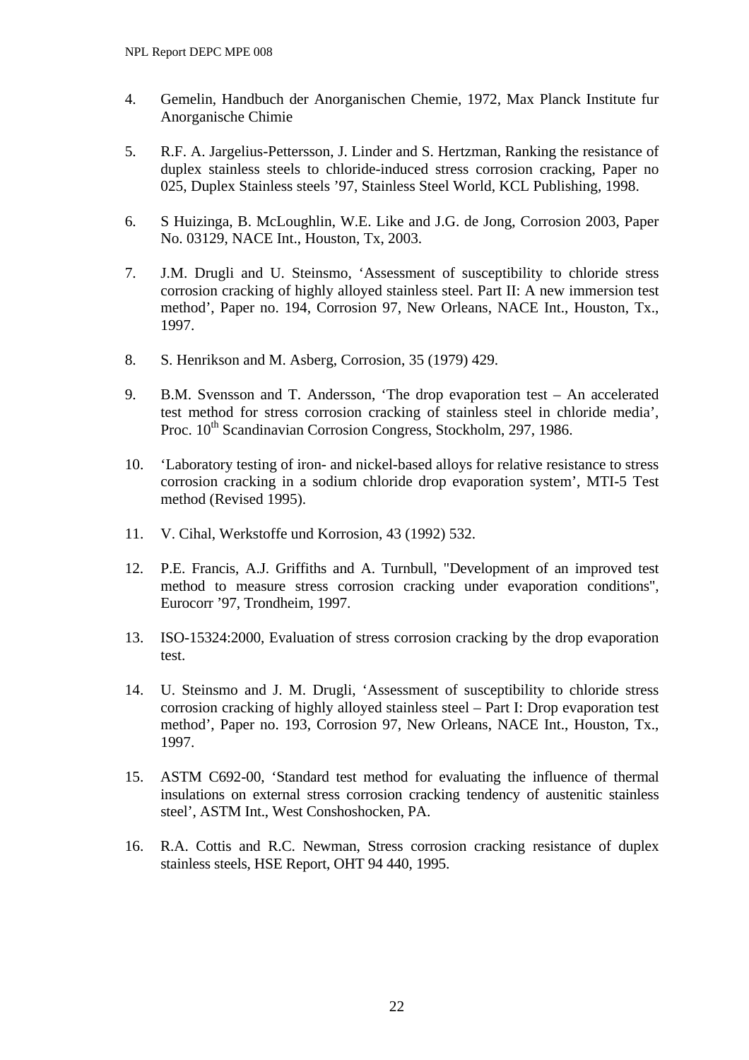4. Gemelin, Handbuch der Anorganischen Chemie, 1972, Max Planck Institute fur Anorganische Chimie

5. R.F. A. Jargelius-Pettersson, J. Linder and S. Hertzman, Ranking the resistance of duplex stainless steels to chloride-induced stress corrosion cracking, Paper no 025, Duplex Stainless steels '97, Stainless Steel World, KCL Publishing, 1998.

6. S Huizinga, B. McLoughlin, W.E. Like and J.G. de Jong, Corrosion 2003, Paper No. 03129, NACE Int., Houston, Tx, 2003.

7. J.M. Drugli and U. Steinsmo, 'Assessment of susceptibility to chloride stress corrosion cracking of highly alloyed stainless steel. Part II: A new immersion test method', Paper no. 194, Corrosion 97, New Orleans, NACE Int., Houston, Tx., 1997.

8. S. Henrikson and M. Asberg, Corrosion, 35 (1979) 429.

9. B.M. Svensson and T. Andersson, 'The drop evaporation test – An accelerated test method for stress corrosion cracking of stainless steel in chloride media', Proc. 10th Scandinavian Corrosion Congress, Stockholm, 297, 1986.

10. 'Laboratory testing of iron- and nickel-based alloys for relative resistance to stress corrosion cracking in a sodium chloride drop evaporation system', MTI-5 Test method (Revised 1995).

11. V. Cihal, Werkstoffe und Korrosion, 43 (1992) 532.

12. P.E. Francis, A.J. Griffiths and A. Turnbull, "Development of an improved test method to measure stress corrosion cracking under evaporation conditions", Eurocorr '97, Trondheim, 1997.

13. ISO-15324:2000, Evaluation of stress corrosion cracking by the drop evaporation test.

14. U. Steinsmo and J. M. Drugli, 'Assessment of susceptibility to chloride stress corrosion cracking of highly alloyed stainless steel – Part I: Drop evaporation test method', Paper no. 193, Corrosion 97, New Orleans, NACE Int., Houston, Tx., 1997.

15. ASTM C692-00, 'Standard test method for evaluating the influence of thermal insulations on external stress corrosion cracking tendency of austenitic stainless steel', ASTM Int., West Conshoshocken, PA.

16. R.A. Cottis and R.C. Newman, Stress corrosion cracking resistance of duplex stainless steels, HSE Report, OHT 94 440, 1995.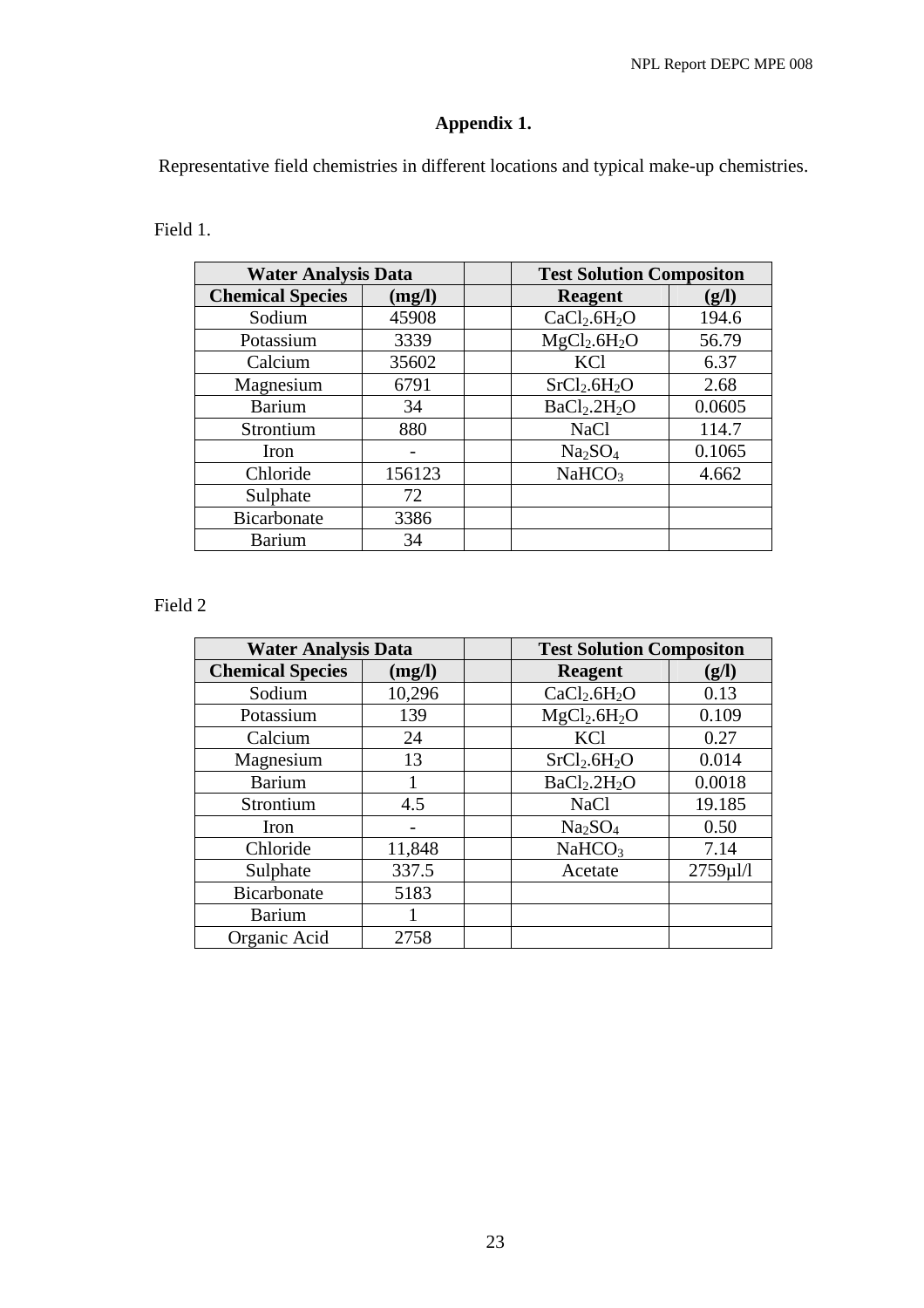# Appendix 1.

Representative field chemistries in different locations and typical make-up chemistries.

Field 1.

| Water Analysis Data | | | Test Solution Compositon | |
|---|---|---|---|---|
| **Chemical Species** | **(mg/l)** | | **Reagent** | **(g/l)** |
| Sodium | 45908 | | $CaCl_2.6H_2O$ | 194.6 |
| Potassium | 3339 | | $MgCl_2.6H_2O$ | 56.79 |
| Calcium | 35602 | | KCl | 6.37 |
| Magnesium | 6791 | | $SrCl_2.6H_2O$ | 2.68 |
| Barium | 34 | | $BaCl_2.2H_2O$ | 0.0605 |
| Strontium | 880 | | NaCl | 114.7 |
| Iron | - | | $Na_2SO_4$ | 0.1065 |
| Chloride | 156123 | | $NaHCO_3$ | 4.662 |
| Sulphate | 72 | | | |
| Bicarbonate | 3386 | | | |
| Barium | 34 | | | |

Field 2

| Water Analysis Data | | | Test Solution Compositon | |
|---|---|---|---|---|
| **Chemical Species** | **(mg/l)** | | **Reagent** | **(g/l)** |
| Sodium | 10,296 | | $CaCl_2.6H_2O$ | 0.13 |
| Potassium | 139 | | $MgCl_2.6H_2O$ | 0.109 |
| Calcium | 24 | | KCl | 0.27 |
| Magnesium | 13 | | $SrCl_2.6H_2O$ | 0.014 |
| Barium | 1 | | $BaCl_2.2H_2O$ | 0.0018 |
| Strontium | 4.5 | | NaCl | 19.185 |
| Iron | - | | $Na_2SO_4$ | 0.50 |
| Chloride | 11,848 | | $NaHCO_3$ | 7.14 |
| Sulphate | 337.5 | | Acetate | 2759μl/l |
| Bicarbonate | 5183 | | | |
| Barium | 1 | | | |
| Organic Acid | 2758 | | | |